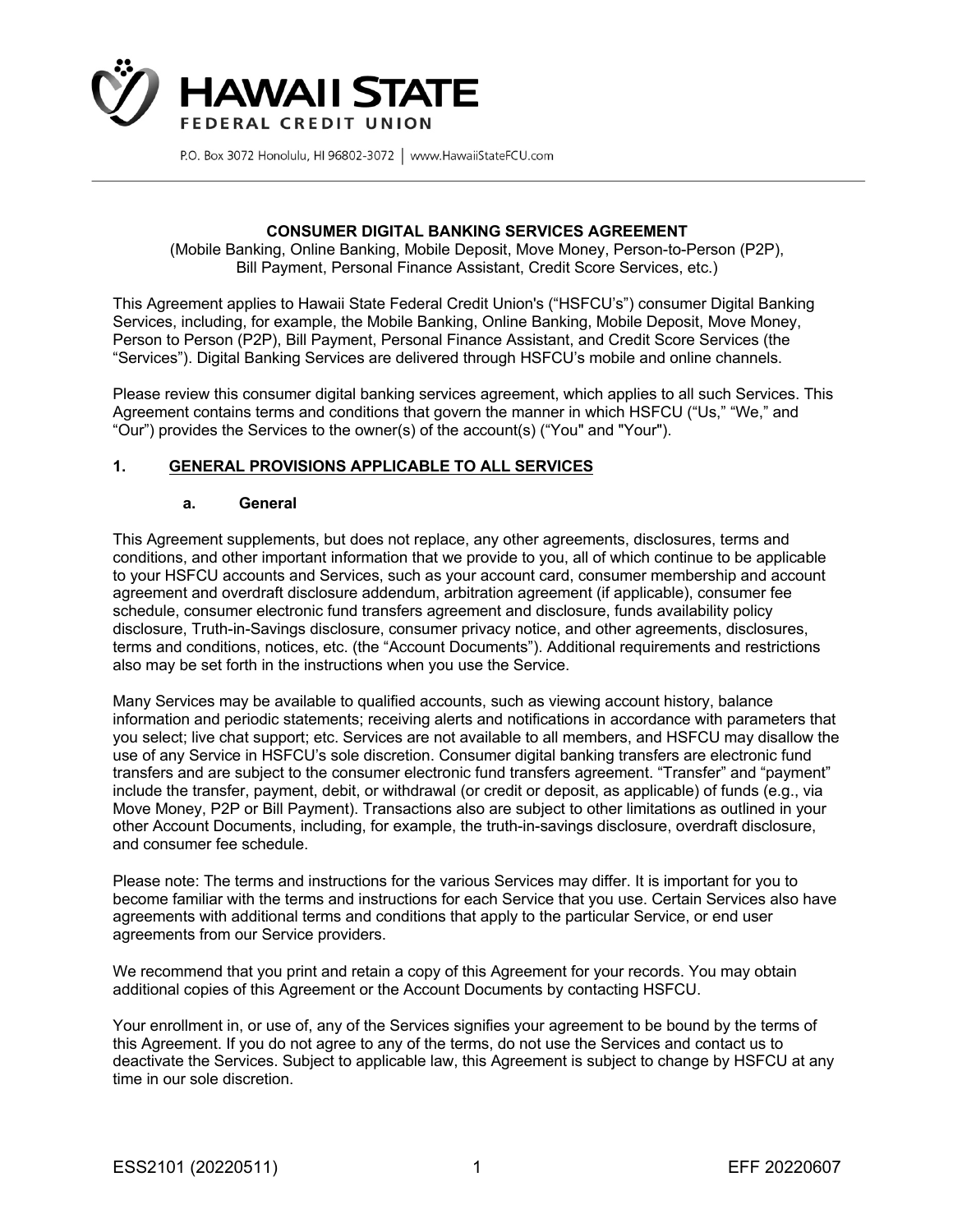# HAWAII STATE FEDERAL CREDIT UNION

P.O. Box 3072 Honolulu, HI 96802-3072 | www.HawaiiStateFCU.com

## CONSUMER DIGITAL BANKING SERVICES AGREEMENT

(Mobile Banking, Online Banking, Mobile Deposit, Move Money, Person-to-Person (P2P), Bill Payment, Personal Finance Assistant, Credit Score Services, etc.)

This Agreement applies to Hawaii State Federal Credit Union's ("HSFCU's") consumer Digital Banking Services, including, for example, the Mobile Banking, Online Banking, Mobile Deposit, Move Money, Person to Person (P2P), Bill Payment, Personal Finance Assistant, and Credit Score Services (the "Services"). Digital Banking Services are delivered through HSFCU's mobile and online channels.

Please review this consumer digital banking services agreement, which applies to all such Services. This Agreement contains terms and conditions that govern the manner in which HSFCU ("Us," "We," and "Our") provides the Services to the owner(s) of the account(s) ("You" and "Your").

### 1. GENERAL PROVISIONS APPLICABLE TO ALL SERVICES

#### a. General

This Agreement supplements, but does not replace, any other agreements, disclosures, terms and conditions, and other important information that we provide to you, all of which continue to be applicable to your HSFCU accounts and Services, such as your account card, consumer membership and account agreement and overdraft disclosure addendum, arbitration agreement (if applicable), consumer fee schedule, consumer electronic fund transfers agreement and disclosure, funds availability policy disclosure, Truth-in-Savings disclosure, consumer privacy notice, and other agreements, disclosures, terms and conditions, notices, etc. (the "Account Documents"). Additional requirements and restrictions also may be set forth in the instructions when you use the Service.

Many Services may be available to qualified accounts, such as viewing account history, balance information and periodic statements; receiving alerts and notifications in accordance with parameters that you select; live chat support; etc. Services are not available to all members, and HSFCU may disallow the use of any Service in HSFCU's sole discretion. Consumer digital banking transfers are electronic fund transfers and are subject to the consumer electronic fund transfers agreement. "Transfer" and "payment" include the transfer, payment, debit, or withdrawal (or credit or deposit, as applicable) of funds (e.g., via Move Money, P2P or Bill Payment). Transactions also are subject to other limitations as outlined in your other Account Documents, including, for example, the truth-in-savings disclosure, overdraft disclosure, and consumer fee schedule.

Please note: The terms and instructions for the various Services may differ. It is important for you to become familiar with the terms and instructions for each Service that you use. Certain Services also have agreements with additional terms and conditions that apply to the particular Service, or end user agreements from our Service providers.

We recommend that you print and retain a copy of this Agreement for your records. You may obtain additional copies of this Agreement or the Account Documents by contacting HSFCU.

Your enrollment in, or use of, any of the Services signifies your agreement to be bound by the terms of this Agreement. If you do not agree to any of the terms, do not use the Services and contact us to deactivate the Services. Subject to applicable law, this Agreement is subject to change by HSFCU at any time in our sole discretion.

ESS2101 (20220511) EFF 20220607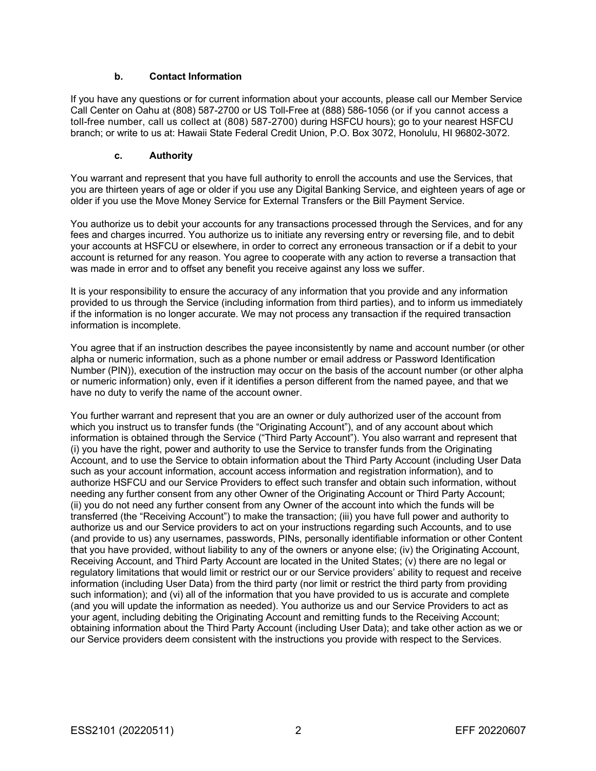### b. Contact Information

If you have any questions or for current information about your accounts, please call our Member Service Call Center on Oahu at (808) 587-2700 or US Toll-Free at (888) 586-1056 (or if you cannot access a toll-free number, call us collect at (808) 587-2700) during HSFCU hours); go to your nearest HSFCU branch; or write to us at: Hawaii State Federal Credit Union, P.O. Box 3072, Honolulu, HI 96802-3072.

### c. Authority

You warrant and represent that you have full authority to enroll the accounts and use the Services, that you are thirteen years of age or older if you use any Digital Banking Service, and eighteen years of age or older if you use the Move Money Service for External Transfers or the Bill Payment Service.

You authorize us to debit your accounts for any transactions processed through the Services, and for any fees and charges incurred. You authorize us to initiate any reversing entry or reversing file, and to debit your accounts at HSFCU or elsewhere, in order to correct any erroneous transaction or if a debit to your account is returned for any reason. You agree to cooperate with any action to reverse a transaction that was made in error and to offset any benefit you receive against any loss we suffer.

It is your responsibility to ensure the accuracy of any information that you provide and any information provided to us through the Service (including information from third parties), and to inform us immediately if the information is no longer accurate. We may not process any transaction if the required transaction information is incomplete.

You agree that if an instruction describes the payee inconsistently by name and account number (or other alpha or numeric information, such as a phone number or email address or Password Identification Number (PIN)), execution of the instruction may occur on the basis of the account number (or other alpha or numeric information) only, even if it identifies a person different from the named payee, and that we have no duty to verify the name of the account owner.

You further warrant and represent that you are an owner or duly authorized user of the account from which you instruct us to transfer funds (the "Originating Account"), and of any account about which information is obtained through the Service ("Third Party Account"). You also warrant and represent that (i) you have the right, power and authority to use the Service to transfer funds from the Originating Account, and to use the Service to obtain information about the Third Party Account (including User Data such as your account information, account access information and registration information), and to authorize HSFCU and our Service Providers to effect such transfer and obtain such information, without needing any further consent from any other Owner of the Originating Account or Third Party Account; (ii) you do not need any further consent from any Owner of the account into which the funds will be transferred (the "Receiving Account") to make the transaction; (iii) you have full power and authority to authorize us and our Service providers to act on your instructions regarding such Accounts, and to use (and provide to us) any usernames, passwords, PINs, personally identifiable information or other Content that you have provided, without liability to any of the owners or anyone else; (iv) the Originating Account, Receiving Account, and Third Party Account are located in the United States; (v) there are no legal or regulatory limitations that would limit or restrict our or our Service providers' ability to request and receive information (including User Data) from the third party (nor limit or restrict the third party from providing such information); and (vi) all of the information that you have provided to us is accurate and complete (and you will update the information as needed). You authorize us and our Service Providers to act as your agent, including debiting the Originating Account and remitting funds to the Receiving Account; obtaining information about the Third Party Account (including User Data); and take other action as we or our Service providers deem consistent with the instructions you provide with respect to the Services.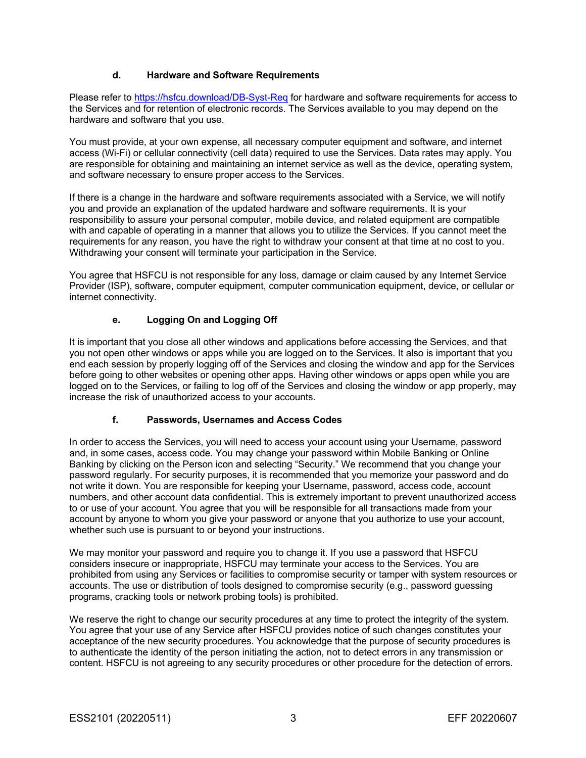#### d. Hardware and Software Requirements

Please refer to [https://hsfcu.download/DB-Syst-Req](https://hsfcu.download/DB-Syst-Req) for hardware and software requirements for access to the Services and for retention of electronic records. The Services available to you may depend on the hardware and software that you use.

You must provide, at your own expense, all necessary computer equipment and software, and internet access (Wi-Fi) or cellular connectivity (cell data) required to use the Services. Data rates may apply. You are responsible for obtaining and maintaining an internet service as well as the device, operating system, and software necessary to ensure proper access to the Services.

If there is a change in the hardware and software requirements associated with a Service, we will notify you and provide an explanation of the updated hardware and software requirements. It is your responsibility to assure your personal computer, mobile device, and related equipment are compatible with and capable of operating in a manner that allows you to utilize the Services. If you cannot meet the requirements for any reason, you have the right to withdraw your consent at that time at no cost to you. Withdrawing your consent will terminate your participation in the Service.

You agree that HSFCU is not responsible for any loss, damage or claim caused by any Internet Service Provider (ISP), software, computer equipment, computer communication equipment, device, or cellular or internet connectivity.

#### e. Logging On and Logging Off

It is important that you close all other windows and applications before accessing the Services, and that you not open other windows or apps while you are logged on to the Services. It also is important that you end each session by properly logging off of the Services and closing the window and app for the Services before going to other websites or opening other apps. Having other windows or apps open while you are logged on to the Services, or failing to log off of the Services and closing the window or app properly, may increase the risk of unauthorized access to your accounts.

#### f. Passwords, Usernames and Access Codes

In order to access the Services, you will need to access your account using your Username, password and, in some cases, access code. You may change your password within Mobile Banking or Online Banking by clicking on the Person icon and selecting "Security." We recommend that you change your password regularly. For security purposes, it is recommended that you memorize your password and do not write it down. You are responsible for keeping your Username, password, access code, account numbers, and other account data confidential. This is extremely important to prevent unauthorized access to or use of your account. You agree that you will be responsible for all transactions made from your account by anyone to whom you give your password or anyone that you authorize to use your account, whether such use is pursuant to or beyond your instructions.

We may monitor your password and require you to change it. If you use a password that HSFCU considers insecure or inappropriate, HSFCU may terminate your access to the Services. You are prohibited from using any Services or facilities to compromise security or tamper with system resources or accounts. The use or distribution of tools designed to compromise security (e.g., password guessing programs, cracking tools or network probing tools) is prohibited.

We reserve the right to change our security procedures at any time to protect the integrity of the system. You agree that your use of any Service after HSFCU provides notice of such changes constitutes your acceptance of the new security procedures. You acknowledge that the purpose of security procedures is to authenticate the identity of the person initiating the action, not to detect errors in any transmission or content. HSFCU is not agreeing to any security procedures or other procedure for the detection of errors.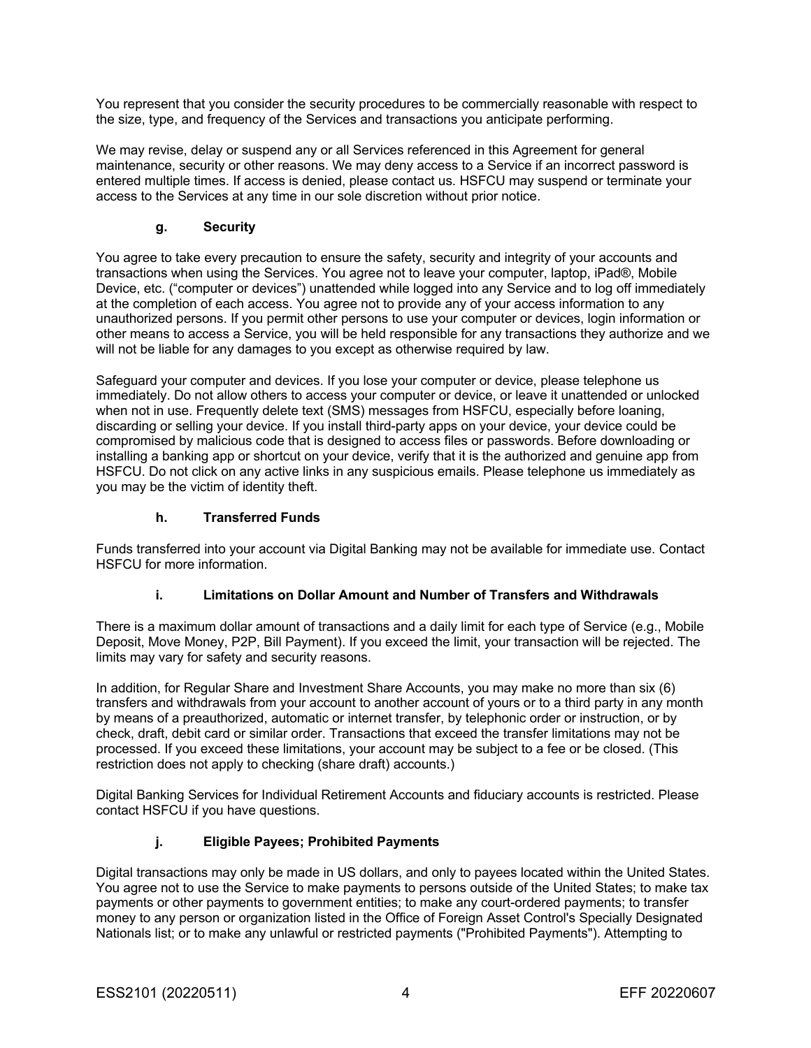You represent that you consider the security procedures to be commercially reasonable with respect to the size, type, and frequency of the Services and transactions you anticipate performing.

We may revise, delay or suspend any or all Services referenced in this Agreement for general maintenance, security or other reasons. We may deny access to a Service if an incorrect password is entered multiple times. If access is denied, please contact us. HSFCU may suspend or terminate your access to the Services at any time in our sole discretion without prior notice.

#### g. Security

You agree to take every precaution to ensure the safety, security and integrity of your accounts and transactions when using the Services. You agree not to leave your computer, laptop, iPad®, Mobile Device, etc. ("computer or devices") unattended while logged into any Service and to log off immediately at the completion of each access. You agree not to provide any of your access information to any unauthorized persons. If you permit other persons to use your computer or devices, login information or other means to access a Service, you will be held responsible for any transactions they authorize and we will not be liable for any damages to you except as otherwise required by law.

Safeguard your computer and devices. If you lose your computer or device, please telephone us immediately. Do not allow others to access your computer or device, or leave it unattended or unlocked when not in use. Frequently delete text (SMS) messages from HSFCU, especially before loaning, discarding or selling your device. If you install third-party apps on your device, your device could be compromised by malicious code that is designed to access files or passwords. Before downloading or installing a banking app or shortcut on your device, verify that it is the authorized and genuine app from HSFCU. Do not click on any active links in any suspicious emails. Please telephone us immediately as you may be the victim of identity theft.

#### h. Transferred Funds

Funds transferred into your account via Digital Banking may not be available for immediate use. Contact HSFCU for more information.

#### i. Limitations on Dollar Amount and Number of Transfers and Withdrawals

There is a maximum dollar amount of transactions and a daily limit for each type of Service (e.g., Mobile Deposit, Move Money, P2P, Bill Payment). If you exceed the limit, your transaction will be rejected. The limits may vary for safety and security reasons.

In addition, for Regular Share and Investment Share Accounts, you may make no more than six (6) transfers and withdrawals from your account to another account of yours or to a third party in any month by means of a preauthorized, automatic or internet transfer, by telephonic order or instruction, or by check, draft, debit card or similar order. Transactions that exceed the transfer limitations may not be processed. If you exceed these limitations, your account may be subject to a fee or be closed. (This restriction does not apply to checking (share draft) accounts.)

Digital Banking Services for Individual Retirement Accounts and fiduciary accounts is restricted. Please contact HSFCU if you have questions.

#### j. Eligible Payees; Prohibited Payments

Digital transactions may only be made in US dollars, and only to payees located within the United States. You agree not to use the Service to make payments to persons outside of the United States; to make tax payments or other payments to government entities; to make any court-ordered payments; to transfer money to any person or organization listed in the Office of Foreign Asset Control's Specially Designated Nationals list; or to make any unlawful or restricted payments ("Prohibited Payments"). Attempting to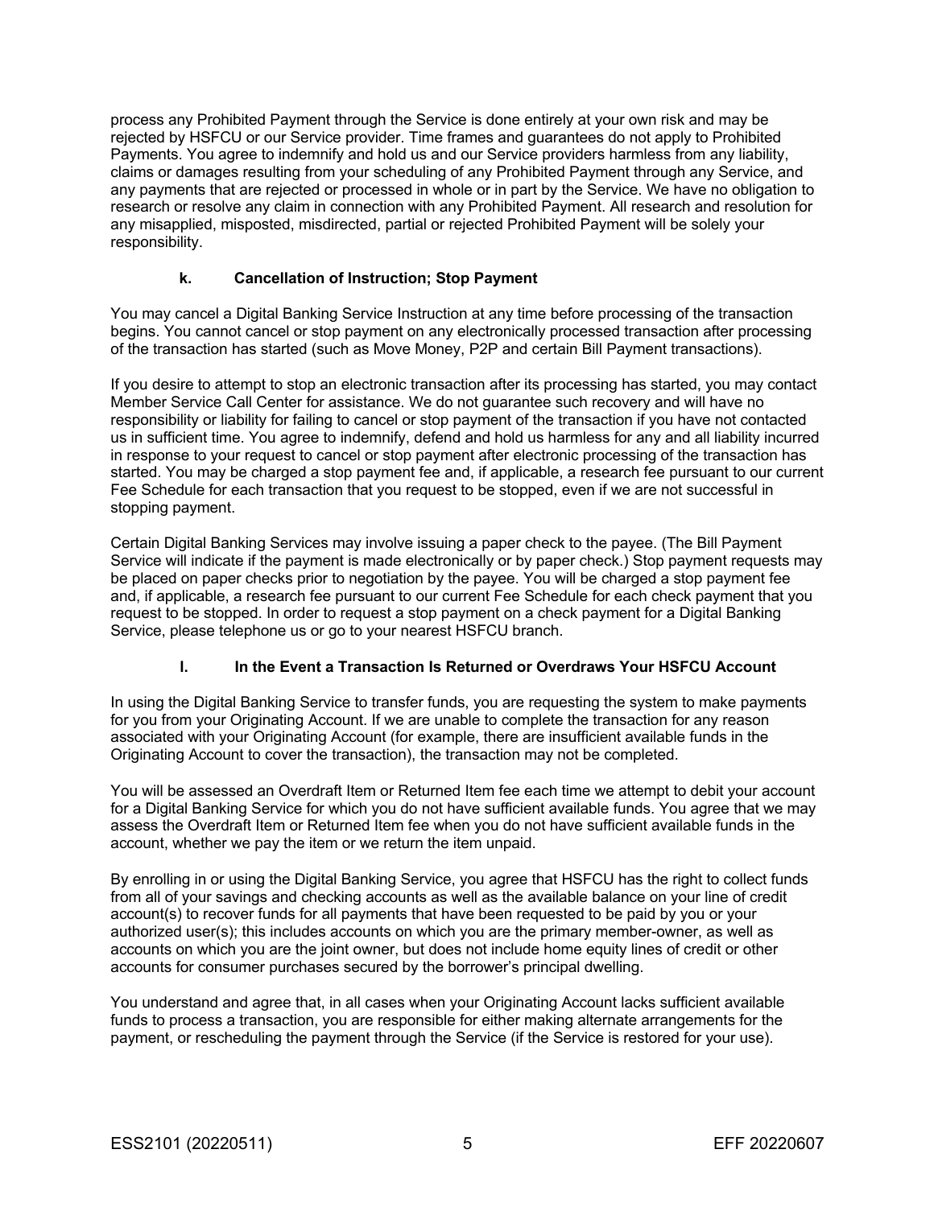process any Prohibited Payment through the Service is done entirely at your own risk and may be rejected by HSFCU or our Service provider. Time frames and guarantees do not apply to Prohibited Payments. You agree to indemnify and hold us and our Service providers harmless from any liability, claims or damages resulting from your scheduling of any Prohibited Payment through any Service, and any payments that are rejected or processed in whole or in part by the Service. We have no obligation to research or resolve any claim in connection with any Prohibited Payment. All research and resolution for any misapplied, misposted, misdirected, partial or rejected Prohibited Payment will be solely your responsibility.

#### k. Cancellation of Instruction; Stop Payment

You may cancel a Digital Banking Service Instruction at any time before processing of the transaction begins. You cannot cancel or stop payment on any electronically processed transaction after processing of the transaction has started (such as Move Money, P2P and certain Bill Payment transactions).

If you desire to attempt to stop an electronic transaction after its processing has started, you may contact Member Service Call Center for assistance. We do not guarantee such recovery and will have no responsibility or liability for failing to cancel or stop payment of the transaction if you have not contacted us in sufficient time. You agree to indemnify, defend and hold us harmless for any and all liability incurred in response to your request to cancel or stop payment after electronic processing of the transaction has started. You may be charged a stop payment fee and, if applicable, a research fee pursuant to our current Fee Schedule for each transaction that you request to be stopped, even if we are not successful in stopping payment.

Certain Digital Banking Services may involve issuing a paper check to the payee. (The Bill Payment Service will indicate if the payment is made electronically or by paper check.) Stop payment requests may be placed on paper checks prior to negotiation by the payee. You will be charged a stop payment fee and, if applicable, a research fee pursuant to our current Fee Schedule for each check payment that you request to be stopped. In order to request a stop payment on a check payment for a Digital Banking Service, please telephone us or go to your nearest HSFCU branch.

#### l. In the Event a Transaction Is Returned or Overdraws Your HSFCU Account

In using the Digital Banking Service to transfer funds, you are requesting the system to make payments for you from your Originating Account. If we are unable to complete the transaction for any reason associated with your Originating Account (for example, there are insufficient available funds in the Originating Account to cover the transaction), the transaction may not be completed.

You will be assessed an Overdraft Item or Returned Item fee each time we attempt to debit your account for a Digital Banking Service for which you do not have sufficient available funds. You agree that we may assess the Overdraft Item or Returned Item fee when you do not have sufficient available funds in the account, whether we pay the item or we return the item unpaid.

By enrolling in or using the Digital Banking Service, you agree that HSFCU has the right to collect funds from all of your savings and checking accounts as well as the available balance on your line of credit account(s) to recover funds for all payments that have been requested to be paid by you or your authorized user(s); this includes accounts on which you are the primary member-owner, as well as accounts on which you are the joint owner, but does not include home equity lines of credit or other accounts for consumer purchases secured by the borrower's principal dwelling.

You understand and agree that, in all cases when your Originating Account lacks sufficient available funds to process a transaction, you are responsible for either making alternate arrangements for the payment, or rescheduling the payment through the Service (if the Service is restored for your use).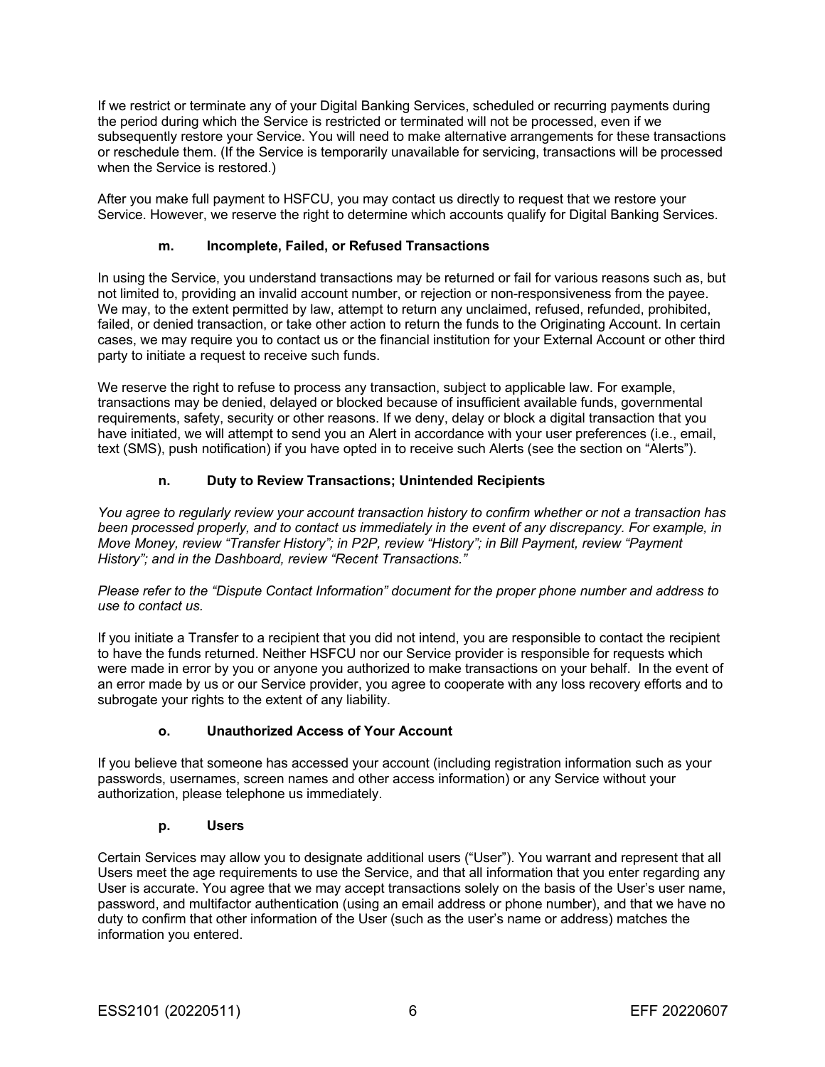If we restrict or terminate any of your Digital Banking Services, scheduled or recurring payments during the period during which the Service is restricted or terminated will not be processed, even if we subsequently restore your Service. You will need to make alternative arrangements for these transactions or reschedule them. (If the Service is temporarily unavailable for servicing, transactions will be processed when the Service is restored.)

After you make full payment to HSFCU, you may contact us directly to request that we restore your Service. However, we reserve the right to determine which accounts qualify for Digital Banking Services.

### m. Incomplete, Failed, or Refused Transactions

In using the Service, you understand transactions may be returned or fail for various reasons such as, but not limited to, providing an invalid account number, or rejection or non-responsiveness from the payee. We may, to the extent permitted by law, attempt to return any unclaimed, refused, refunded, prohibited, failed, or denied transaction, or take other action to return the funds to the Originating Account. In certain cases, we may require you to contact us or the financial institution for your External Account or other third party to initiate a request to receive such funds.

We reserve the right to refuse to process any transaction, subject to applicable law. For example, transactions may be denied, delayed or blocked because of insufficient available funds, governmental requirements, safety, security or other reasons. If we deny, delay or block a digital transaction that you have initiated, we will attempt to send you an Alert in accordance with your user preferences (i.e., email, text (SMS), push notification) if you have opted in to receive such Alerts (see the section on "Alerts").

### n. Duty to Review Transactions; Unintended Recipients

*You agree to regularly review your account transaction history to confirm whether or not a transaction has been processed properly, and to contact us immediately in the event of any discrepancy. For example, in Move Money, review "Transfer History"; in P2P, review "History"; in Bill Payment, review "Payment History"; and in the Dashboard, review "Recent Transactions."*

*Please refer to the "Dispute Contact Information" document for the proper phone number and address to use to contact us.*

If you initiate a Transfer to a recipient that you did not intend, you are responsible to contact the recipient to have the funds returned. Neither HSFCU nor our Service provider is responsible for requests which were made in error by you or anyone you authorized to make transactions on your behalf. In the event of an error made by us or our Service provider, you agree to cooperate with any loss recovery efforts and to subrogate your rights to the extent of any liability.

### o. Unauthorized Access of Your Account

If you believe that someone has accessed your account (including registration information such as your passwords, usernames, screen names and other access information) or any Service without your authorization, please telephone us immediately.

### p. Users

Certain Services may allow you to designate additional users ("User"). You warrant and represent that all Users meet the age requirements to use the Service, and that all information that you enter regarding any User is accurate. You agree that we may accept transactions solely on the basis of the User's user name, password, and multifactor authentication (using an email address or phone number), and that we have no duty to confirm that other information of the User (such as the user's name or address) matches the information you entered.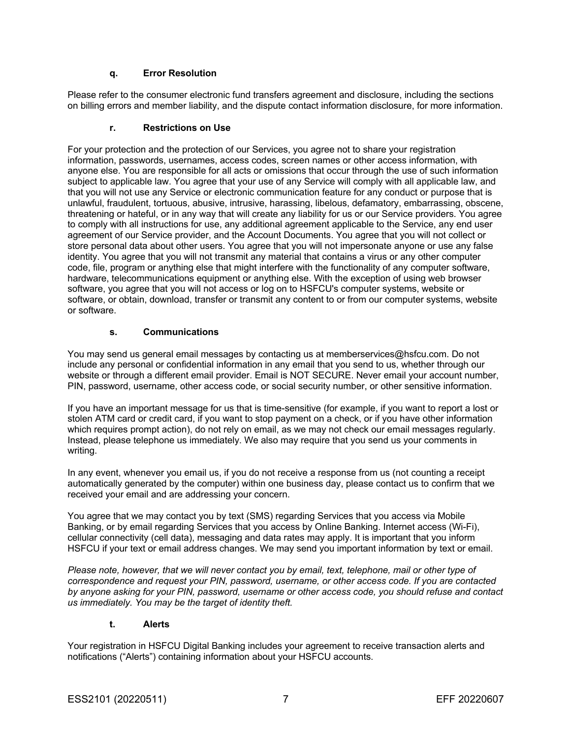### q. Error Resolution

Please refer to the consumer electronic fund transfers agreement and disclosure, including the sections on billing errors and member liability, and the dispute contact information disclosure, for more information.

### r. Restrictions on Use

For your protection and the protection of our Services, you agree not to share your registration information, passwords, usernames, access codes, screen names or other access information, with anyone else. You are responsible for all acts or omissions that occur through the use of such information subject to applicable law. You agree that your use of any Service will comply with all applicable law, and that you will not use any Service or electronic communication feature for any conduct or purpose that is unlawful, fraudulent, tortuous, abusive, intrusive, harassing, libelous, defamatory, embarrassing, obscene, threatening or hateful, or in any way that will create any liability for us or our Service providers. You agree to comply with all instructions for use, any additional agreement applicable to the Service, any end user agreement of our Service provider, and the Account Documents. You agree that you will not collect or store personal data about other users. You agree that you will not impersonate anyone or use any false identity. You agree that you will not transmit any material that contains a virus or any other computer code, file, program or anything else that might interfere with the functionality of any computer software, hardware, telecommunications equipment or anything else. With the exception of using web browser software, you agree that you will not access or log on to HSFCU's computer systems, website or software, or obtain, download, transfer or transmit any content to or from our computer systems, website or software.

### s. Communications

You may send us general email messages by contacting us at memberservices@hsfcu.com. Do not include any personal or confidential information in any email that you send to us, whether through our website or through a different email provider. Email is NOT SECURE. Never email your account number, PIN, password, username, other access code, or social security number, or other sensitive information.

If you have an important message for us that is time-sensitive (for example, if you want to report a lost or stolen ATM card or credit card, if you want to stop payment on a check, or if you have other information which requires prompt action), do not rely on email, as we may not check our email messages regularly. Instead, please telephone us immediately. We also may require that you send us your comments in writing.

In any event, whenever you email us, if you do not receive a response from us (not counting a receipt automatically generated by the computer) within one business day, please contact us to confirm that we received your email and are addressing your concern.

You agree that we may contact you by text (SMS) regarding Services that you access via Mobile Banking, or by email regarding Services that you access by Online Banking. Internet access (Wi-Fi), cellular connectivity (cell data), messaging and data rates may apply. It is important that you inform HSFCU if your text or email address changes. We may send you important information by text or email.

*Please note, however, that we will never contact you by email, text, telephone, mail or other type of correspondence and request your PIN, password, username, or other access code. If you are contacted by anyone asking for your PIN, password, username or other access code, you should refuse and contact us immediately. You may be the target of identity theft.*

### t. Alerts

Your registration in HSFCU Digital Banking includes your agreement to receive transaction alerts and notifications ("Alerts") containing information about your HSFCU accounts.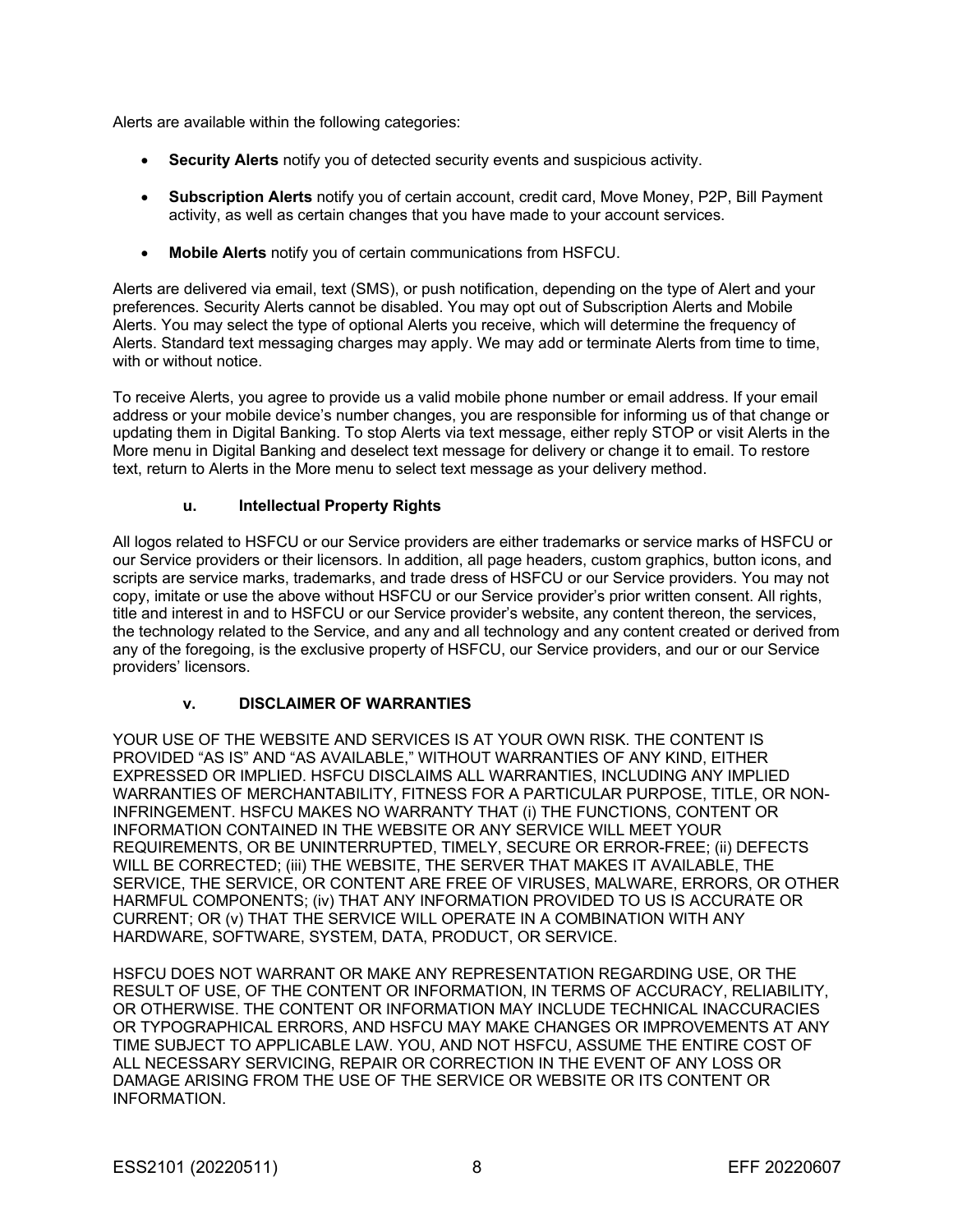Alerts are available within the following categories:

- **Security Alerts** notify you of detected security events and suspicious activity.
- **Subscription Alerts** notify you of certain account, credit card, Move Money, P2P, Bill Payment activity, as well as certain changes that you have made to your account services.
- **Mobile Alerts** notify you of certain communications from HSFCU.

Alerts are delivered via email, text (SMS), or push notification, depending on the type of Alert and your preferences. Security Alerts cannot be disabled. You may opt out of Subscription Alerts and Mobile Alerts. You may select the type of optional Alerts you receive, which will determine the frequency of Alerts. Standard text messaging charges may apply. We may add or terminate Alerts from time to time, with or without notice.

To receive Alerts, you agree to provide us a valid mobile phone number or email address. If your email address or your mobile device's number changes, you are responsible for informing us of that change or updating them in Digital Banking. To stop Alerts via text message, either reply STOP or visit Alerts in the More menu in Digital Banking and deselect text message for delivery or change it to email. To restore text, return to Alerts in the More menu to select text message as your delivery method.

#### u. Intellectual Property Rights

All logos related to HSFCU or our Service providers are either trademarks or service marks of HSFCU or our Service providers or their licensors. In addition, all page headers, custom graphics, button icons, and scripts are service marks, trademarks, and trade dress of HSFCU or our Service providers. You may not copy, imitate or use the above without HSFCU or our Service provider's prior written consent. All rights, title and interest in and to HSFCU or our Service provider's website, any content thereon, the services, the technology related to the Service, and any and all technology and any content created or derived from any of the foregoing, is the exclusive property of HSFCU, our Service providers, and our or our Service providers' licensors.

#### v. DISCLAIMER OF WARRANTIES

YOUR USE OF THE WEBSITE AND SERVICES IS AT YOUR OWN RISK. THE CONTENT IS PROVIDED "AS IS" AND "AS AVAILABLE," WITHOUT WARRANTIES OF ANY KIND, EITHER EXPRESSED OR IMPLIED. HSFCU DISCLAIMS ALL WARRANTIES, INCLUDING ANY IMPLIED WARRANTIES OF MERCHANTABILITY, FITNESS FOR A PARTICULAR PURPOSE, TITLE, OR NON-INFRINGEMENT. HSFCU MAKES NO WARRANTY THAT (i) THE FUNCTIONS, CONTENT OR INFORMATION CONTAINED IN THE WEBSITE OR ANY SERVICE WILL MEET YOUR REQUIREMENTS, OR BE UNINTERRUPTED, TIMELY, SECURE OR ERROR-FREE; (ii) DEFECTS WILL BE CORRECTED; (iii) THE WEBSITE, THE SERVER THAT MAKES IT AVAILABLE, THE SERVICE, THE SERVICE, OR CONTENT ARE FREE OF VIRUSES, MALWARE, ERRORS, OR OTHER HARMFUL COMPONENTS; (iv) THAT ANY INFORMATION PROVIDED TO US IS ACCURATE OR CURRENT; OR (v) THAT THE SERVICE WILL OPERATE IN A COMBINATION WITH ANY HARDWARE, SOFTWARE, SYSTEM, DATA, PRODUCT, OR SERVICE.

HSFCU DOES NOT WARRANT OR MAKE ANY REPRESENTATION REGARDING USE, OR THE RESULT OF USE, OF THE CONTENT OR INFORMATION, IN TERMS OF ACCURACY, RELIABILITY, OR OTHERWISE. THE CONTENT OR INFORMATION MAY INCLUDE TECHNICAL INACCURACIES OR TYPOGRAPHICAL ERRORS, AND HSFCU MAY MAKE CHANGES OR IMPROVEMENTS AT ANY TIME SUBJECT TO APPLICABLE LAW. YOU, AND NOT HSFCU, ASSUME THE ENTIRE COST OF ALL NECESSARY SERVICING, REPAIR OR CORRECTION IN THE EVENT OF ANY LOSS OR DAMAGE ARISING FROM THE USE OF THE SERVICE OR WEBSITE OR ITS CONTENT OR INFORMATION.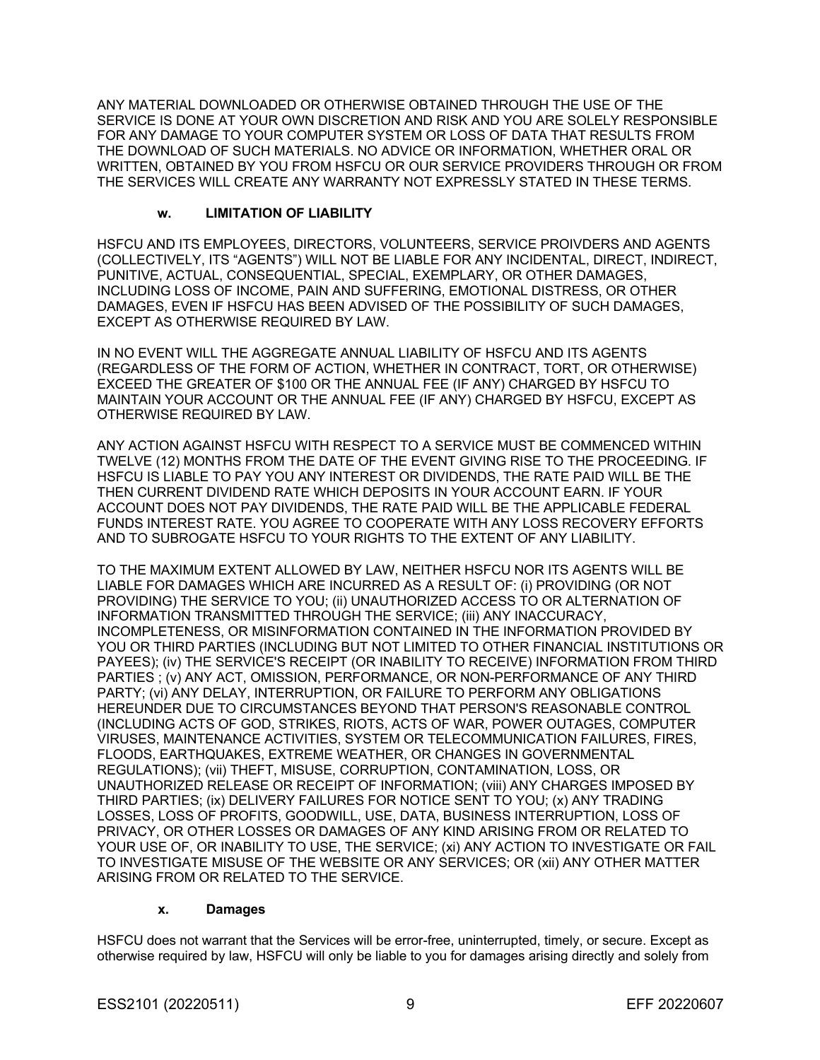ANY MATERIAL DOWNLOADED OR OTHERWISE OBTAINED THROUGH THE USE OF THE SERVICE IS DONE AT YOUR OWN DISCRETION AND RISK AND YOU ARE SOLELY RESPONSIBLE FOR ANY DAMAGE TO YOUR COMPUTER SYSTEM OR LOSS OF DATA THAT RESULTS FROM THE DOWNLOAD OF SUCH MATERIALS. NO ADVICE OR INFORMATION, WHETHER ORAL OR WRITTEN, OBTAINED BY YOU FROM HSFCU OR OUR SERVICE PROVIDERS THROUGH OR FROM THE SERVICES WILL CREATE ANY WARRANTY NOT EXPRESSLY STATED IN THESE TERMS.

### w. LIMITATION OF LIABILITY

HSFCU AND ITS EMPLOYEES, DIRECTORS, VOLUNTEERS, SERVICE PROIVDERS AND AGENTS (COLLECTIVELY, ITS "AGENTS") WILL NOT BE LIABLE FOR ANY INCIDENTAL, DIRECT, INDIRECT, PUNITIVE, ACTUAL, CONSEQUENTIAL, SPECIAL, EXEMPLARY, OR OTHER DAMAGES, INCLUDING LOSS OF INCOME, PAIN AND SUFFERING, EMOTIONAL DISTRESS, OR OTHER DAMAGES, EVEN IF HSFCU HAS BEEN ADVISED OF THE POSSIBILITY OF SUCH DAMAGES, EXCEPT AS OTHERWISE REQUIRED BY LAW.

IN NO EVENT WILL THE AGGREGATE ANNUAL LIABILITY OF HSFCU AND ITS AGENTS (REGARDLESS OF THE FORM OF ACTION, WHETHER IN CONTRACT, TORT, OR OTHERWISE) EXCEED THE GREATER OF $100 OR THE ANNUAL FEE (IF ANY) CHARGED BY HSFCU TO MAINTAIN YOUR ACCOUNT OR THE ANNUAL FEE (IF ANY) CHARGED BY HSFCU, EXCEPT AS OTHERWISE REQUIRED BY LAW.

ANY ACTION AGAINST HSFCU WITH RESPECT TO A SERVICE MUST BE COMMENCED WITHIN TWELVE (12) MONTHS FROM THE DATE OF THE EVENT GIVING RISE TO THE PROCEEDING. IF HSFCU IS LIABLE TO PAY YOU ANY INTEREST OR DIVIDENDS, THE RATE PAID WILL BE THE THEN CURRENT DIVIDEND RATE WHICH DEPOSITS IN YOUR ACCOUNT EARN. IF YOUR ACCOUNT DOES NOT PAY DIVIDENDS, THE RATE PAID WILL BE THE APPLICABLE FEDERAL FUNDS INTEREST RATE. YOU AGREE TO COOPERATE WITH ANY LOSS RECOVERY EFFORTS AND TO SUBROGATE HSFCU TO YOUR RIGHTS TO THE EXTENT OF ANY LIABILITY.

TO THE MAXIMUM EXTENT ALLOWED BY LAW, NEITHER HSFCU NOR ITS AGENTS WILL BE LIABLE FOR DAMAGES WHICH ARE INCURRED AS A RESULT OF: (i) PROVIDING (OR NOT PROVIDING) THE SERVICE TO YOU; (ii) UNAUTHORIZED ACCESS TO OR ALTERNATION OF INFORMATION TRANSMITTED THROUGH THE SERVICE; (iii) ANY INACCURACY, INCOMPLETENESS, OR MISINFORMATION CONTAINED IN THE INFORMATION PROVIDED BY YOU OR THIRD PARTIES (INCLUDING BUT NOT LIMITED TO OTHER FINANCIAL INSTITUTIONS OR PAYEES); (iv) THE SERVICE'S RECEIPT (OR INABILITY TO RECEIVE) INFORMATION FROM THIRD PARTIES ; (v) ANY ACT, OMISSION, PERFORMANCE, OR NON-PERFORMANCE OF ANY THIRD PARTY; (vi) ANY DELAY, INTERRUPTION, OR FAILURE TO PERFORM ANY OBLIGATIONS HEREUNDER DUE TO CIRCUMSTANCES BEYOND THAT PERSON'S REASONABLE CONTROL (INCLUDING ACTS OF GOD, STRIKES, RIOTS, ACTS OF WAR, POWER OUTAGES, COMPUTER VIRUSES, MAINTENANCE ACTIVITIES, SYSTEM OR TELECOMMUNICATION FAILURES, FIRES, FLOODS, EARTHQUAKES, EXTREME WEATHER, OR CHANGES IN GOVERNMENTAL REGULATIONS); (vii) THEFT, MISUSE, CORRUPTION, CONTAMINATION, LOSS, OR UNAUTHORIZED RELEASE OR RECEIPT OF INFORMATION; (viii) ANY CHARGES IMPOSED BY THIRD PARTIES; (ix) DELIVERY FAILURES FOR NOTICE SENT TO YOU; (x) ANY TRADING LOSSES, LOSS OF PROFITS, GOODWILL, USE, DATA, BUSINESS INTERRUPTION, LOSS OF PRIVACY, OR OTHER LOSSES OR DAMAGES OF ANY KIND ARISING FROM OR RELATED TO YOUR USE OF, OR INABILITY TO USE, THE SERVICE; (xi) ANY ACTION TO INVESTIGATE OR FAIL TO INVESTIGATE MISUSE OF THE WEBSITE OR ANY SERVICES; OR (xii) ANY OTHER MATTER ARISING FROM OR RELATED TO THE SERVICE.

### x. Damages

HSFCU does not warrant that the Services will be error-free, uninterrupted, timely, or secure. Except as otherwise required by law, HSFCU will only be liable to you for damages arising directly and solely from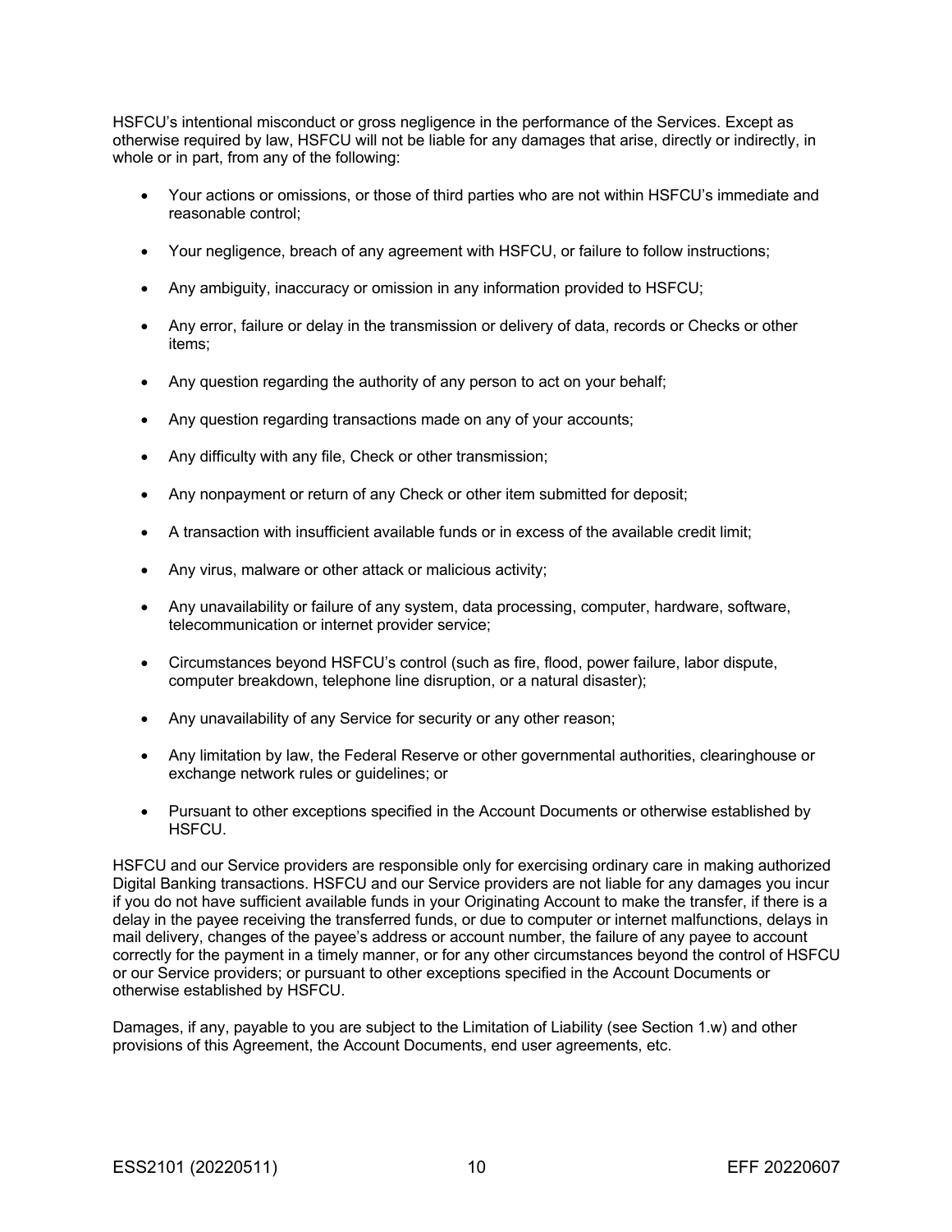HSFCU's intentional misconduct or gross negligence in the performance of the Services. Except as otherwise required by law, HSFCU will not be liable for any damages that arise, directly or indirectly, in whole or in part, from any of the following:

- Your actions or omissions, or those of third parties who are not within HSFCU's immediate and reasonable control;
- Your negligence, breach of any agreement with HSFCU, or failure to follow instructions;
- Any ambiguity, inaccuracy or omission in any information provided to HSFCU;
- Any error, failure or delay in the transmission or delivery of data, records or Checks or other items;
- Any question regarding the authority of any person to act on your behalf;
- Any question regarding transactions made on any of your accounts;
- Any difficulty with any file, Check or other transmission;
- Any nonpayment or return of any Check or other item submitted for deposit;
- A transaction with insufficient available funds or in excess of the available credit limit;
- Any virus, malware or other attack or malicious activity;
- Any unavailability or failure of any system, data processing, computer, hardware, software, telecommunication or internet provider service;
- Circumstances beyond HSFCU's control (such as fire, flood, power failure, labor dispute, computer breakdown, telephone line disruption, or a natural disaster);
- Any unavailability of any Service for security or any other reason;
- Any limitation by law, the Federal Reserve or other governmental authorities, clearinghouse or exchange network rules or guidelines; or
- Pursuant to other exceptions specified in the Account Documents or otherwise established by HSFCU.

HSFCU and our Service providers are responsible only for exercising ordinary care in making authorized Digital Banking transactions. HSFCU and our Service providers are not liable for any damages you incur if you do not have sufficient available funds in your Originating Account to make the transfer, if there is a delay in the payee receiving the transferred funds, or due to computer or internet malfunctions, delays in mail delivery, changes of the payee's address or account number, the failure of any payee to account correctly for the payment in a timely manner, or for any other circumstances beyond the control of HSFCU or our Service providers; or pursuant to other exceptions specified in the Account Documents or otherwise established by HSFCU.

Damages, if any, payable to you are subject to the Limitation of Liability (see Section 1.w) and other provisions of this Agreement, the Account Documents, end user agreements, etc.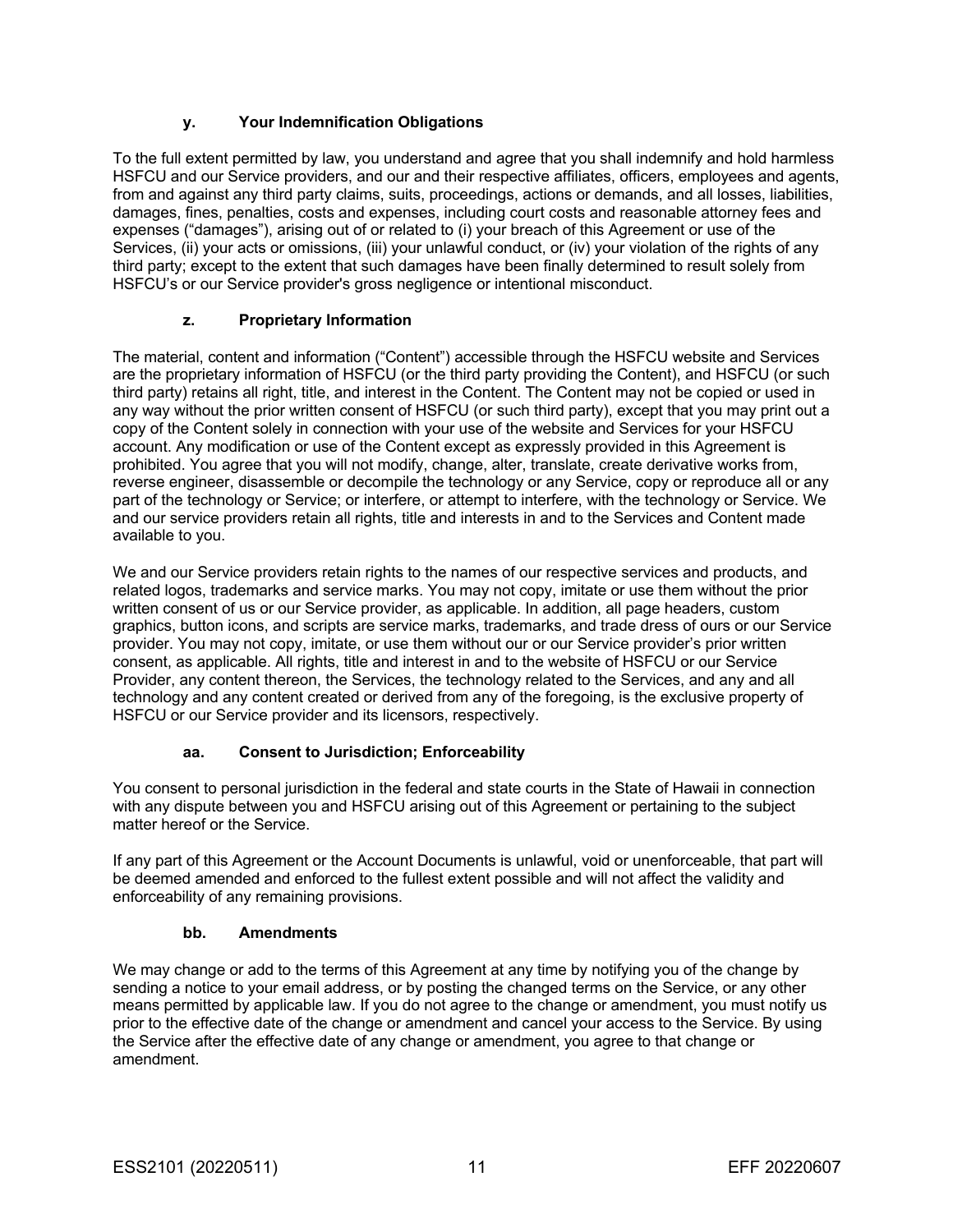### y. Your Indemnification Obligations

To the full extent permitted by law, you understand and agree that you shall indemnify and hold harmless HSFCU and our Service providers, and our and their respective affiliates, officers, employees and agents, from and against any third party claims, suits, proceedings, actions or demands, and all losses, liabilities, damages, fines, penalties, costs and expenses, including court costs and reasonable attorney fees and expenses ("damages"), arising out of or related to (i) your breach of this Agreement or use of the Services, (ii) your acts or omissions, (iii) your unlawful conduct, or (iv) your violation of the rights of any third party; except to the extent that such damages have been finally determined to result solely from HSFCU's or our Service provider's gross negligence or intentional misconduct.

### z. Proprietary Information

The material, content and information ("Content") accessible through the HSFCU website and Services are the proprietary information of HSFCU (or the third party providing the Content), and HSFCU (or such third party) retains all right, title, and interest in the Content. The Content may not be copied or used in any way without the prior written consent of HSFCU (or such third party), except that you may print out a copy of the Content solely in connection with your use of the website and Services for your HSFCU account. Any modification or use of the Content except as expressly provided in this Agreement is prohibited. You agree that you will not modify, change, alter, translate, create derivative works from, reverse engineer, disassemble or decompile the technology or any Service, copy or reproduce all or any part of the technology or Service; or interfere, or attempt to interfere, with the technology or Service. We and our service providers retain all rights, title and interests in and to the Services and Content made available to you.

We and our Service providers retain rights to the names of our respective services and products, and related logos, trademarks and service marks. You may not copy, imitate or use them without the prior written consent of us or our Service provider, as applicable. In addition, all page headers, custom graphics, button icons, and scripts are service marks, trademarks, and trade dress of ours or our Service provider. You may not copy, imitate, or use them without our or our Service provider's prior written consent, as applicable. All rights, title and interest in and to the website of HSFCU or our Service Provider, any content thereon, the Services, the technology related to the Services, and any and all technology and any content created or derived from any of the foregoing, is the exclusive property of HSFCU or our Service provider and its licensors, respectively.

### aa. Consent to Jurisdiction; Enforceability

You consent to personal jurisdiction in the federal and state courts in the State of Hawaii in connection with any dispute between you and HSFCU arising out of this Agreement or pertaining to the subject matter hereof or the Service.

If any part of this Agreement or the Account Documents is unlawful, void or unenforceable, that part will be deemed amended and enforced to the fullest extent possible and will not affect the validity and enforceability of any remaining provisions.

### bb. Amendments

We may change or add to the terms of this Agreement at any time by notifying you of the change by sending a notice to your email address, or by posting the changed terms on the Service, or any other means permitted by applicable law. If you do not agree to the change or amendment, you must notify us prior to the effective date of the change or amendment and cancel your access to the Service. By using the Service after the effective date of any change or amendment, you agree to that change or amendment.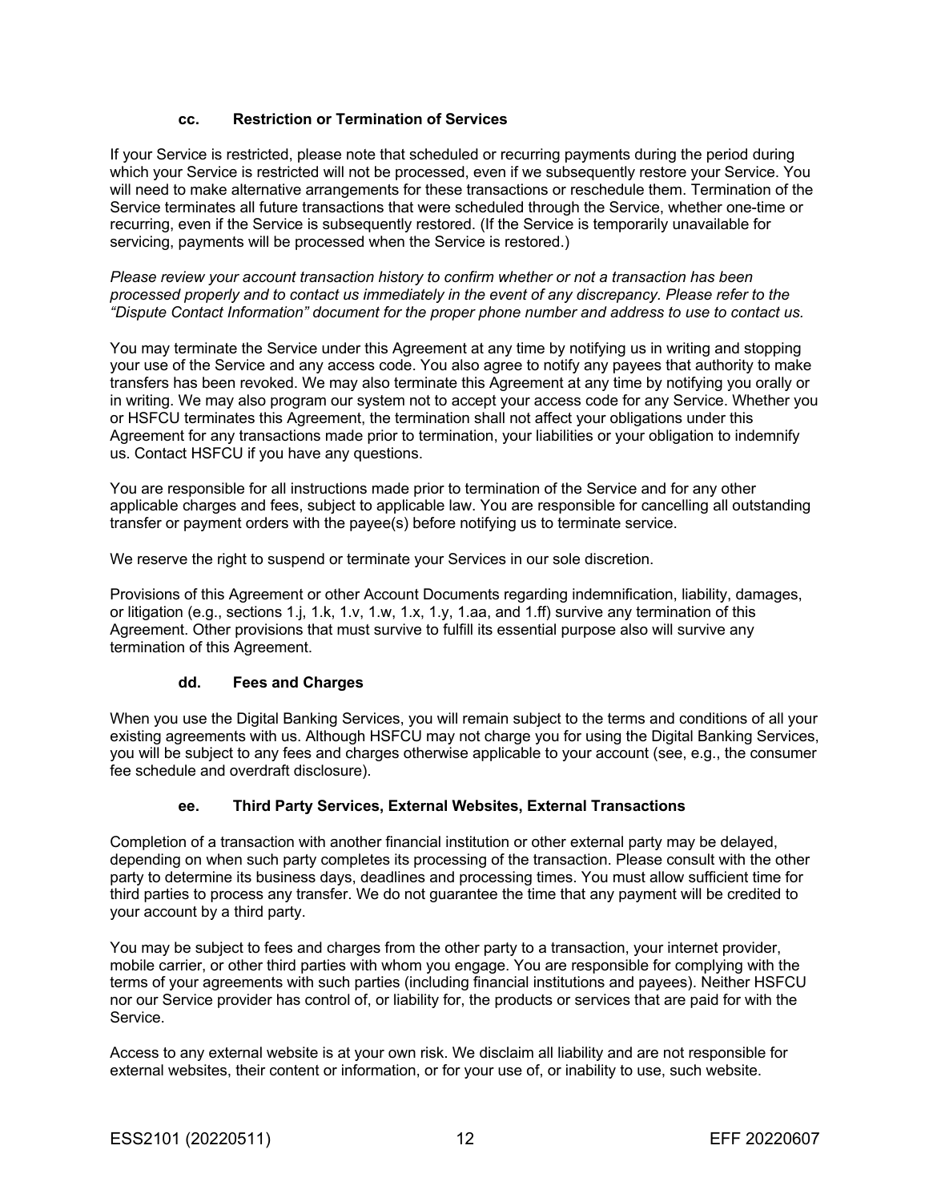### cc. Restriction or Termination of Services

If your Service is restricted, please note that scheduled or recurring payments during the period during which your Service is restricted will not be processed, even if we subsequently restore your Service. You will need to make alternative arrangements for these transactions or reschedule them. Termination of the Service terminates all future transactions that were scheduled through the Service, whether one-time or recurring, even if the Service is subsequently restored. (If the Service is temporarily unavailable for servicing, payments will be processed when the Service is restored.)

*Please review your account transaction history to confirm whether or not a transaction has been processed properly and to contact us immediately in the event of any discrepancy. Please refer to the "Dispute Contact Information" document for the proper phone number and address to use to contact us.*

You may terminate the Service under this Agreement at any time by notifying us in writing and stopping your use of the Service and any access code. You also agree to notify any payees that authority to make transfers has been revoked. We may also terminate this Agreement at any time by notifying you orally or in writing. We may also program our system not to accept your access code for any Service. Whether you or HSFCU terminates this Agreement, the termination shall not affect your obligations under this Agreement for any transactions made prior to termination, your liabilities or your obligation to indemnify us. Contact HSFCU if you have any questions.

You are responsible for all instructions made prior to termination of the Service and for any other applicable charges and fees, subject to applicable law. You are responsible for cancelling all outstanding transfer or payment orders with the payee(s) before notifying us to terminate service.

We reserve the right to suspend or terminate your Services in our sole discretion.

Provisions of this Agreement or other Account Documents regarding indemnification, liability, damages, or litigation (e.g., sections 1.j, 1.k, 1.v, 1.w, 1.x, 1.y, 1.aa, and 1.ff) survive any termination of this Agreement. Other provisions that must survive to fulfill its essential purpose also will survive any termination of this Agreement.

### dd. Fees and Charges

When you use the Digital Banking Services, you will remain subject to the terms and conditions of all your existing agreements with us. Although HSFCU may not charge you for using the Digital Banking Services, you will be subject to any fees and charges otherwise applicable to your account (see, e.g., the consumer fee schedule and overdraft disclosure).

### ee. Third Party Services, External Websites, External Transactions

Completion of a transaction with another financial institution or other external party may be delayed, depending on when such party completes its processing of the transaction. Please consult with the other party to determine its business days, deadlines and processing times. You must allow sufficient time for third parties to process any transfer. We do not guarantee the time that any payment will be credited to your account by a third party.

You may be subject to fees and charges from the other party to a transaction, your internet provider, mobile carrier, or other third parties with whom you engage. You are responsible for complying with the terms of your agreements with such parties (including financial institutions and payees). Neither HSFCU nor our Service provider has control of, or liability for, the products or services that are paid for with the Service.

Access to any external website is at your own risk. We disclaim all liability and are not responsible for external websites, their content or information, or for your use of, or inability to use, such website.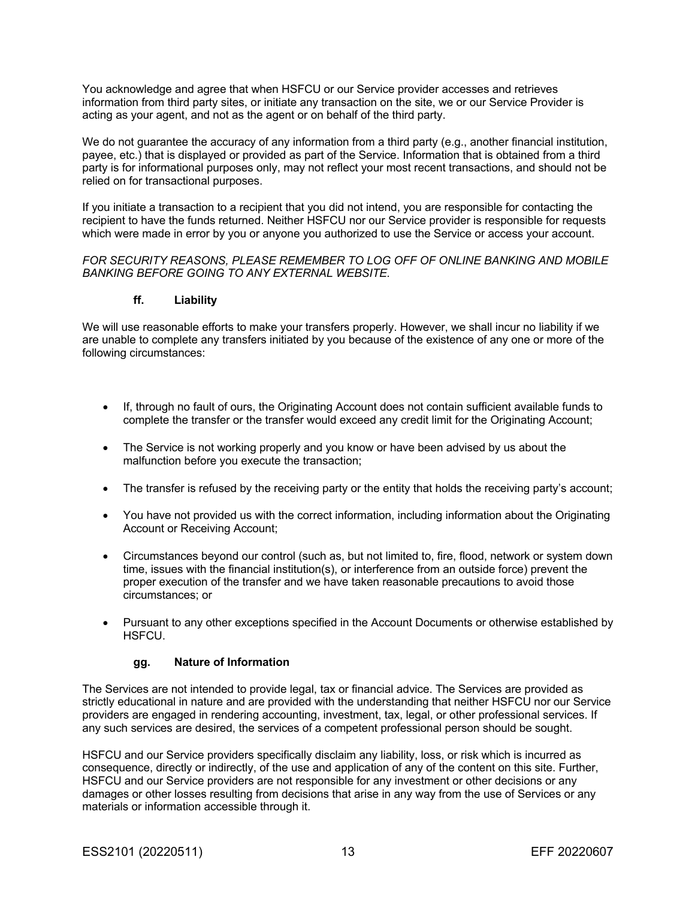You acknowledge and agree that when HSFCU or our Service provider accesses and retrieves information from third party sites, or initiate any transaction on the site, we or our Service Provider is acting as your agent, and not as the agent or on behalf of the third party.

We do not guarantee the accuracy of any information from a third party (e.g., another financial institution, payee, etc.) that is displayed or provided as part of the Service. Information that is obtained from a third party is for informational purposes only, may not reflect your most recent transactions, and should not be relied on for transactional purposes.

If you initiate a transaction to a recipient that you did not intend, you are responsible for contacting the recipient to have the funds returned. Neither HSFCU nor our Service provider is responsible for requests which were made in error by you or anyone you authorized to use the Service or access your account.

*FOR SECURITY REASONS, PLEASE REMEMBER TO LOG OFF OF ONLINE BANKING AND MOBILE BANKING BEFORE GOING TO ANY EXTERNAL WEBSITE.*

### ff. Liability

We will use reasonable efforts to make your transfers properly. However, we shall incur no liability if we are unable to complete any transfers initiated by you because of the existence of any one or more of the following circumstances:

- If, through no fault of ours, the Originating Account does not contain sufficient available funds to complete the transfer or the transfer would exceed any credit limit for the Originating Account;
- The Service is not working properly and you know or have been advised by us about the malfunction before you execute the transaction;
- The transfer is refused by the receiving party or the entity that holds the receiving party's account;
- You have not provided us with the correct information, including information about the Originating Account or Receiving Account;
- Circumstances beyond our control (such as, but not limited to, fire, flood, network or system down time, issues with the financial institution(s), or interference from an outside force) prevent the proper execution of the transfer and we have taken reasonable precautions to avoid those circumstances; or
- Pursuant to any other exceptions specified in the Account Documents or otherwise established by HSFCU.

### gg. Nature of Information

The Services are not intended to provide legal, tax or financial advice. The Services are provided as strictly educational in nature and are provided with the understanding that neither HSFCU nor our Service providers are engaged in rendering accounting, investment, tax, legal, or other professional services. If any such services are desired, the services of a competent professional person should be sought.

HSFCU and our Service providers specifically disclaim any liability, loss, or risk which is incurred as consequence, directly or indirectly, of the use and application of any of the content on this site. Further, HSFCU and our Service providers are not responsible for any investment or other decisions or any damages or other losses resulting from decisions that arise in any way from the use of Services or any materials or information accessible through it.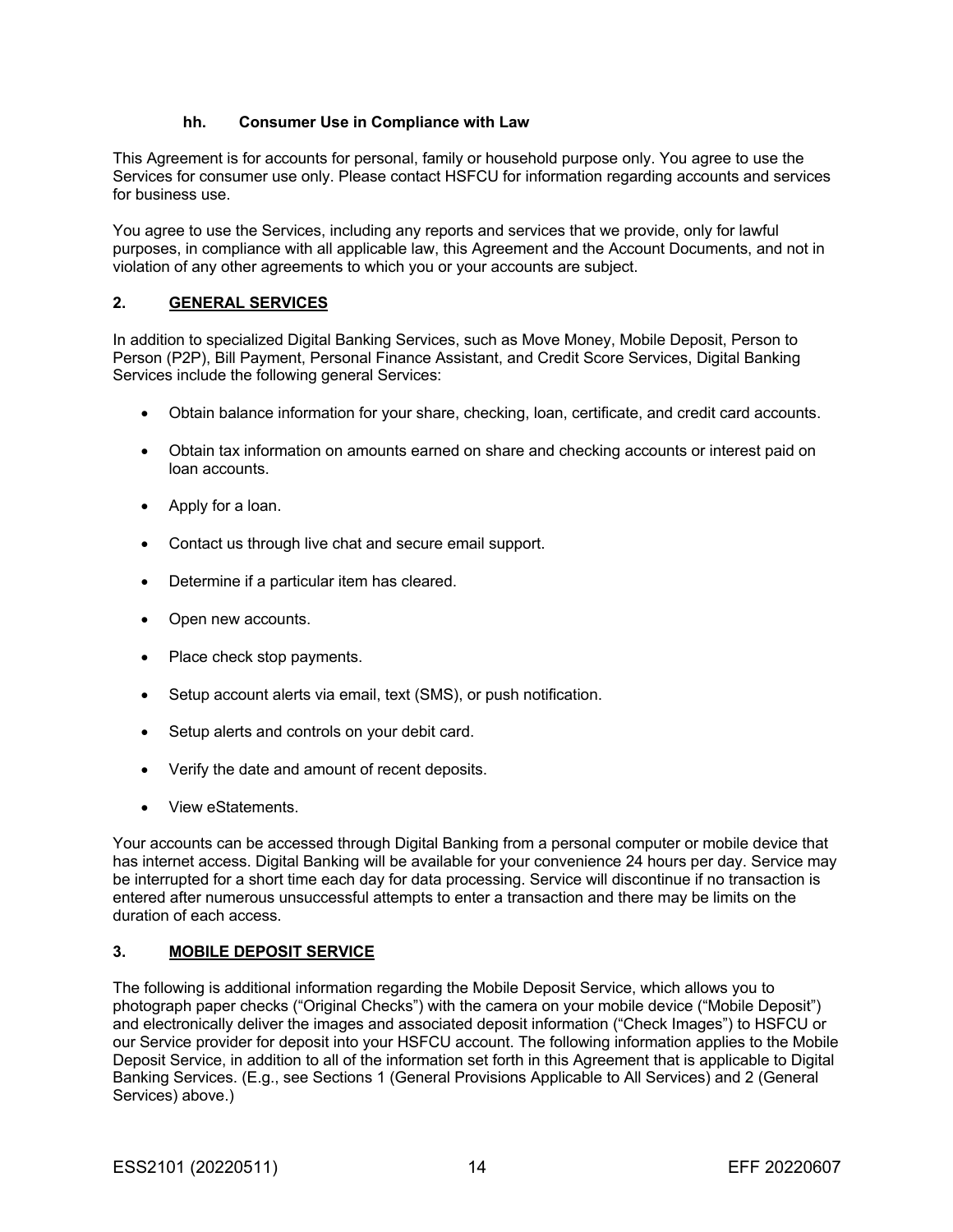#### hh. Consumer Use in Compliance with Law

This Agreement is for accounts for personal, family or household purpose only. You agree to use the Services for consumer use only. Please contact HSFCU for information regarding accounts and services for business use.

You agree to use the Services, including any reports and services that we provide, only for lawful purposes, in compliance with all applicable law, this Agreement and the Account Documents, and not in violation of any other agreements to which you or your accounts are subject.

## 2. GENERAL SERVICES

In addition to specialized Digital Banking Services, such as Move Money, Mobile Deposit, Person to Person (P2P), Bill Payment, Personal Finance Assistant, and Credit Score Services, Digital Banking Services include the following general Services:

- Obtain balance information for your share, checking, loan, certificate, and credit card accounts.
- Obtain tax information on amounts earned on share and checking accounts or interest paid on loan accounts.
- Apply for a loan.
- Contact us through live chat and secure email support.
- Determine if a particular item has cleared.
- Open new accounts.
- Place check stop payments.
- Setup account alerts via email, text (SMS), or push notification.
- Setup alerts and controls on your debit card.
- Verify the date and amount of recent deposits.
- View eStatements.

Your accounts can be accessed through Digital Banking from a personal computer or mobile device that has internet access. Digital Banking will be available for your convenience 24 hours per day. Service may be interrupted for a short time each day for data processing. Service will discontinue if no transaction is entered after numerous unsuccessful attempts to enter a transaction and there may be limits on the duration of each access.

## 3. MOBILE DEPOSIT SERVICE

The following is additional information regarding the Mobile Deposit Service, which allows you to photograph paper checks ("Original Checks") with the camera on your mobile device ("Mobile Deposit") and electronically deliver the images and associated deposit information ("Check Images") to HSFCU or our Service provider for deposit into your HSFCU account. The following information applies to the Mobile Deposit Service, in addition to all of the information set forth in this Agreement that is applicable to Digital Banking Services. (E.g., see Sections 1 (General Provisions Applicable to All Services) and 2 (General Services) above.)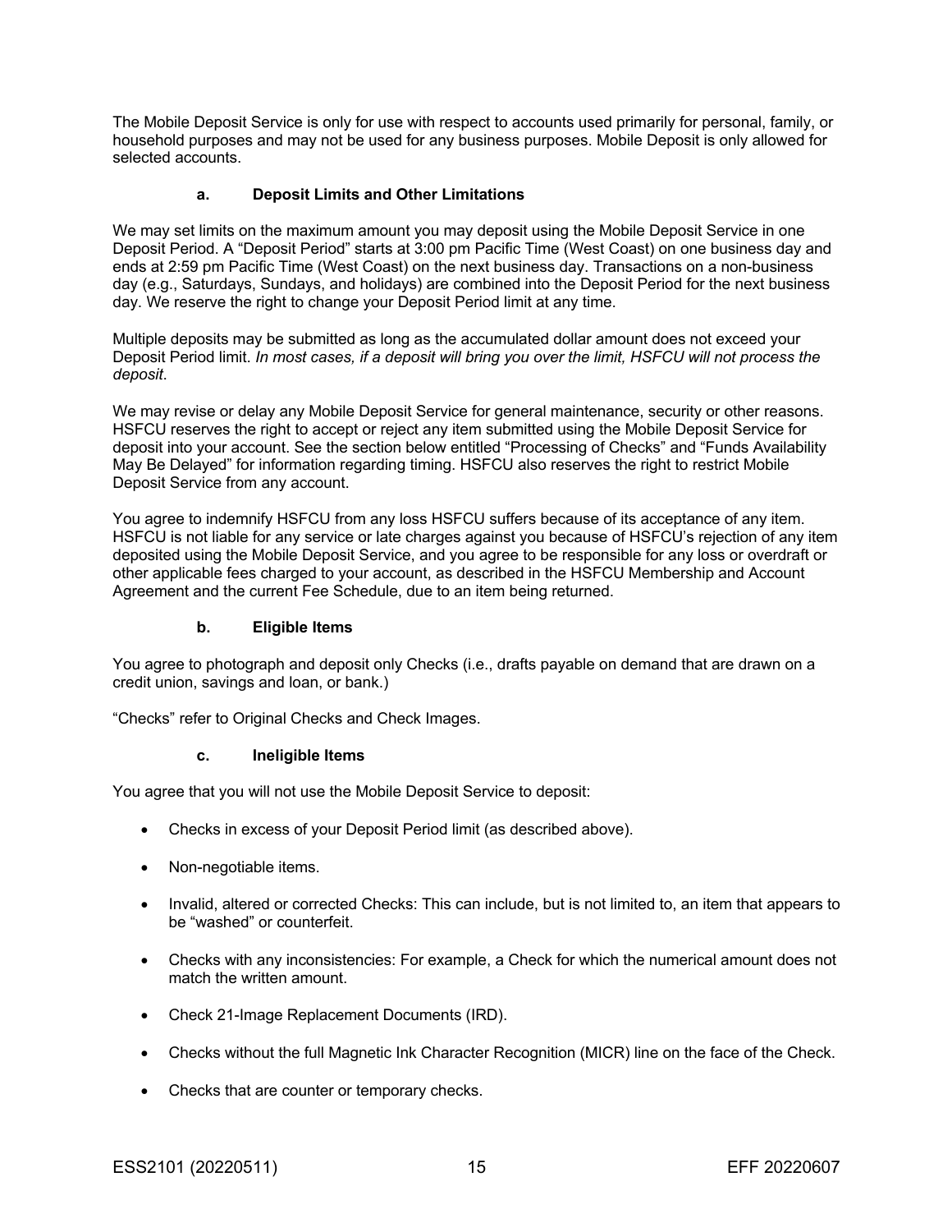The Mobile Deposit Service is only for use with respect to accounts used primarily for personal, family, or household purposes and may not be used for any business purposes. Mobile Deposit is only allowed for selected accounts.

### a. Deposit Limits and Other Limitations

We may set limits on the maximum amount you may deposit using the Mobile Deposit Service in one Deposit Period. A "Deposit Period" starts at 3:00 pm Pacific Time (West Coast) on one business day and ends at 2:59 pm Pacific Time (West Coast) on the next business day. Transactions on a non-business day (e.g., Saturdays, Sundays, and holidays) are combined into the Deposit Period for the next business day. We reserve the right to change your Deposit Period limit at any time.

Multiple deposits may be submitted as long as the accumulated dollar amount does not exceed your Deposit Period limit. *In most cases, if a deposit will bring you over the limit, HSFCU will not process the deposit*.

We may revise or delay any Mobile Deposit Service for general maintenance, security or other reasons. HSFCU reserves the right to accept or reject any item submitted using the Mobile Deposit Service for deposit into your account. See the section below entitled "Processing of Checks" and "Funds Availability May Be Delayed" for information regarding timing. HSFCU also reserves the right to restrict Mobile Deposit Service from any account.

You agree to indemnify HSFCU from any loss HSFCU suffers because of its acceptance of any item. HSFCU is not liable for any service or late charges against you because of HSFCU's rejection of any item deposited using the Mobile Deposit Service, and you agree to be responsible for any loss or overdraft or other applicable fees charged to your account, as described in the HSFCU Membership and Account Agreement and the current Fee Schedule, due to an item being returned.

### b. Eligible Items

You agree to photograph and deposit only Checks (i.e., drafts payable on demand that are drawn on a credit union, savings and loan, or bank.)

"Checks" refer to Original Checks and Check Images.

### c. Ineligible Items

You agree that you will not use the Mobile Deposit Service to deposit:

- Checks in excess of your Deposit Period limit (as described above).
- Non-negotiable items.
- Invalid, altered or corrected Checks: This can include, but is not limited to, an item that appears to be "washed" or counterfeit.
- Checks with any inconsistencies: For example, a Check for which the numerical amount does not match the written amount.
- Check 21-Image Replacement Documents (IRD).
- Checks without the full Magnetic Ink Character Recognition (MICR) line on the face of the Check.
- Checks that are counter or temporary checks.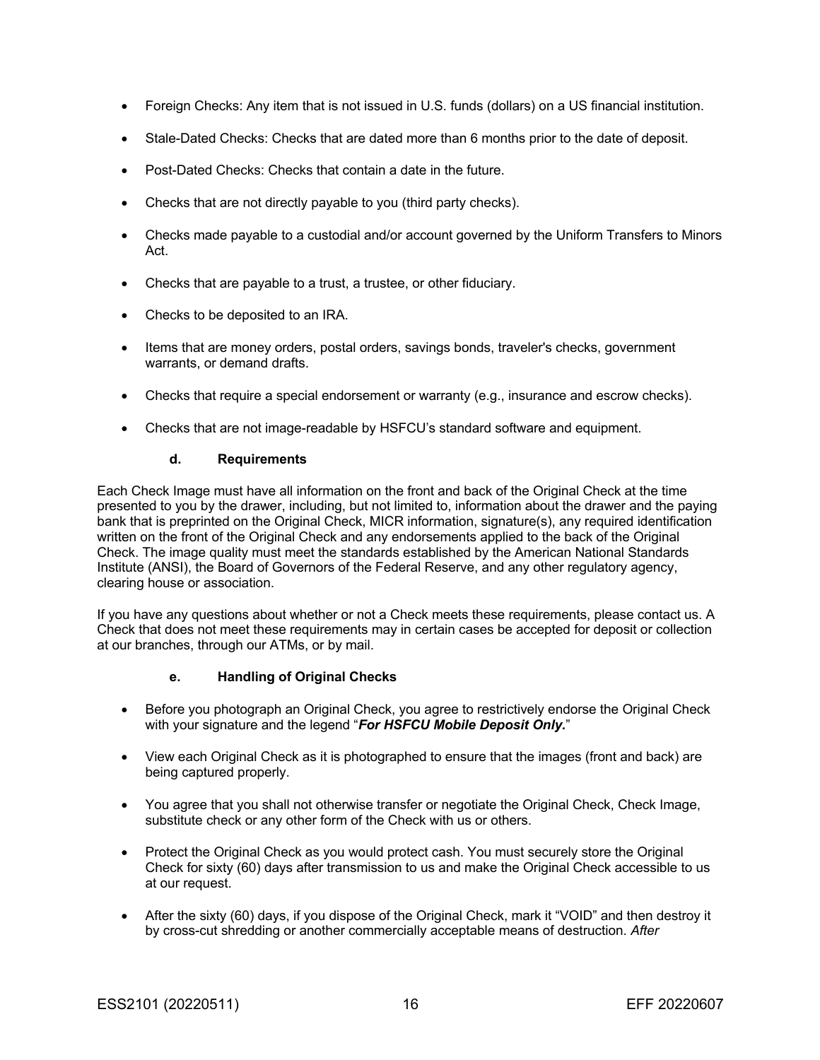- Foreign Checks: Any item that is not issued in U.S. funds (dollars) on a US financial institution.
- Stale-Dated Checks: Checks that are dated more than 6 months prior to the date of deposit.
- Post-Dated Checks: Checks that contain a date in the future.
- Checks that are not directly payable to you (third party checks).
- Checks made payable to a custodial and/or account governed by the Uniform Transfers to Minors Act.
- Checks that are payable to a trust, a trustee, or other fiduciary.
- Checks to be deposited to an IRA.
- Items that are money orders, postal orders, savings bonds, traveler's checks, government warrants, or demand drafts.
- Checks that require a special endorsement or warranty (e.g., insurance and escrow checks).
- Checks that are not image-readable by HSFCU's standard software and equipment.

#### d. Requirements

Each Check Image must have all information on the front and back of the Original Check at the time presented to you by the drawer, including, but not limited to, information about the drawer and the paying bank that is preprinted on the Original Check, MICR information, signature(s), any required identification written on the front of the Original Check and any endorsements applied to the back of the Original Check. The image quality must meet the standards established by the American National Standards Institute (ANSI), the Board of Governors of the Federal Reserve, and any other regulatory agency, clearing house or association.

If you have any questions about whether or not a Check meets these requirements, please contact us. A Check that does not meet these requirements may in certain cases be accepted for deposit or collection at our branches, through our ATMs, or by mail.

#### e. Handling of Original Checks

- Before you photograph an Original Check, you agree to restrictively endorse the Original Check with your signature and the legend "***For HSFCU Mobile Deposit Only.***"
- View each Original Check as it is photographed to ensure that the images (front and back) are being captured properly.
- You agree that you shall not otherwise transfer or negotiate the Original Check, Check Image, substitute check or any other form of the Check with us or others.
- Protect the Original Check as you would protect cash. You must securely store the Original Check for sixty (60) days after transmission to us and make the Original Check accessible to us at our request.
- After the sixty (60) days, if you dispose of the Original Check, mark it "VOID" and then destroy it by cross-cut shredding or another commercially acceptable means of destruction. *After*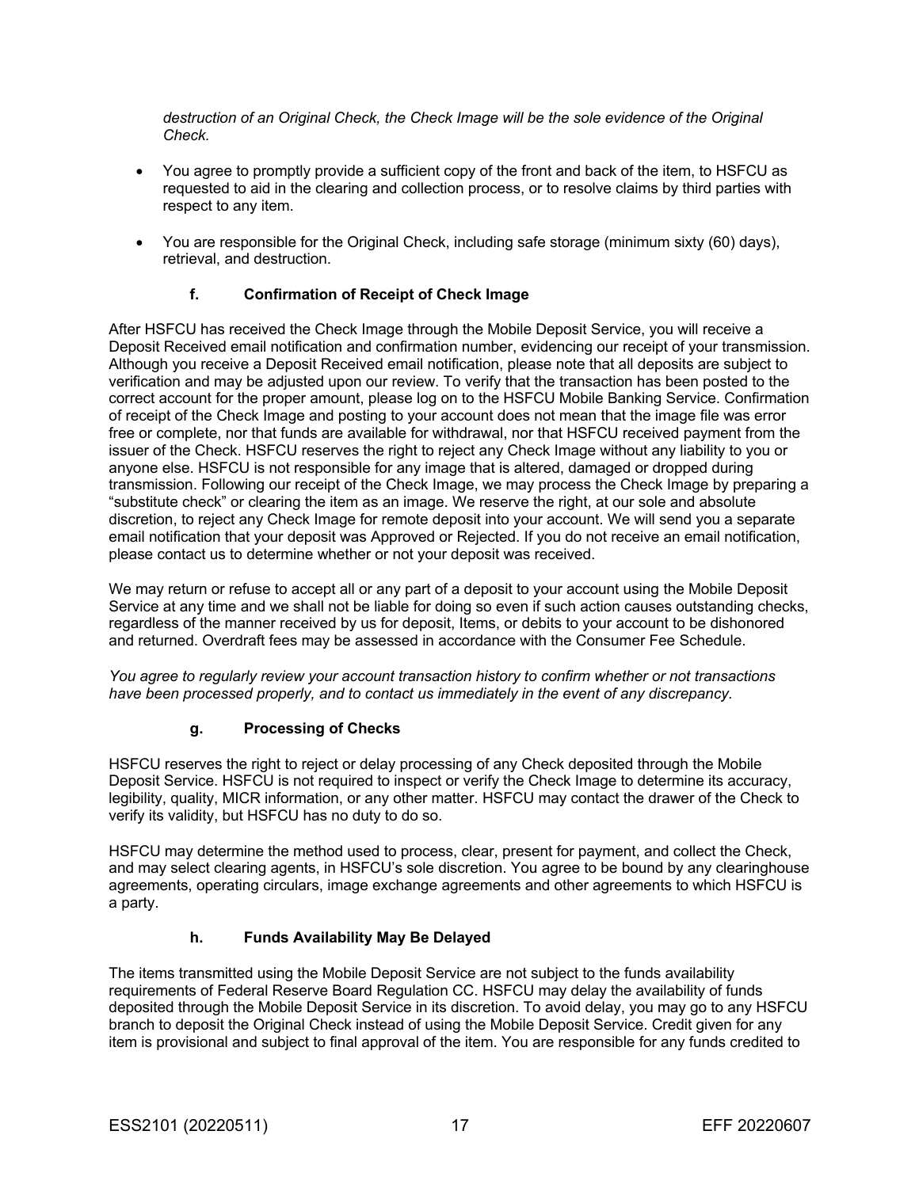*destruction of an Original Check, the Check Image will be the sole evidence of the Original Check.*

- You agree to promptly provide a sufficient copy of the front and back of the item, to HSFCU as requested to aid in the clearing and collection process, or to resolve claims by third parties with respect to any item.
- You are responsible for the Original Check, including safe storage (minimum sixty (60) days), retrieval, and destruction.

### f. Confirmation of Receipt of Check Image

After HSFCU has received the Check Image through the Mobile Deposit Service, you will receive a Deposit Received email notification and confirmation number, evidencing our receipt of your transmission. Although you receive a Deposit Received email notification, please note that all deposits are subject to verification and may be adjusted upon our review. To verify that the transaction has been posted to the correct account for the proper amount, please log on to the HSFCU Mobile Banking Service. Confirmation of receipt of the Check Image and posting to your account does not mean that the image file was error free or complete, nor that funds are available for withdrawal, nor that HSFCU received payment from the issuer of the Check. HSFCU reserves the right to reject any Check Image without any liability to you or anyone else. HSFCU is not responsible for any image that is altered, damaged or dropped during transmission. Following our receipt of the Check Image, we may process the Check Image by preparing a "substitute check" or clearing the item as an image. We reserve the right, at our sole and absolute discretion, to reject any Check Image for remote deposit into your account. We will send you a separate email notification that your deposit was Approved or Rejected. If you do not receive an email notification, please contact us to determine whether or not your deposit was received.

We may return or refuse to accept all or any part of a deposit to your account using the Mobile Deposit Service at any time and we shall not be liable for doing so even if such action causes outstanding checks, regardless of the manner received by us for deposit, Items, or debits to your account to be dishonored and returned. Overdraft fees may be assessed in accordance with the Consumer Fee Schedule.

*You agree to regularly review your account transaction history to confirm whether or not transactions have been processed properly, and to contact us immediately in the event of any discrepancy.*

### g. Processing of Checks

HSFCU reserves the right to reject or delay processing of any Check deposited through the Mobile Deposit Service. HSFCU is not required to inspect or verify the Check Image to determine its accuracy, legibility, quality, MICR information, or any other matter. HSFCU may contact the drawer of the Check to verify its validity, but HSFCU has no duty to do so.

HSFCU may determine the method used to process, clear, present for payment, and collect the Check, and may select clearing agents, in HSFCU's sole discretion. You agree to be bound by any clearinghouse agreements, operating circulars, image exchange agreements and other agreements to which HSFCU is a party.

### h. Funds Availability May Be Delayed

The items transmitted using the Mobile Deposit Service are not subject to the funds availability requirements of Federal Reserve Board Regulation CC. HSFCU may delay the availability of funds deposited through the Mobile Deposit Service in its discretion. To avoid delay, you may go to any HSFCU branch to deposit the Original Check instead of using the Mobile Deposit Service. Credit given for any item is provisional and subject to final approval of the item. You are responsible for any funds credited to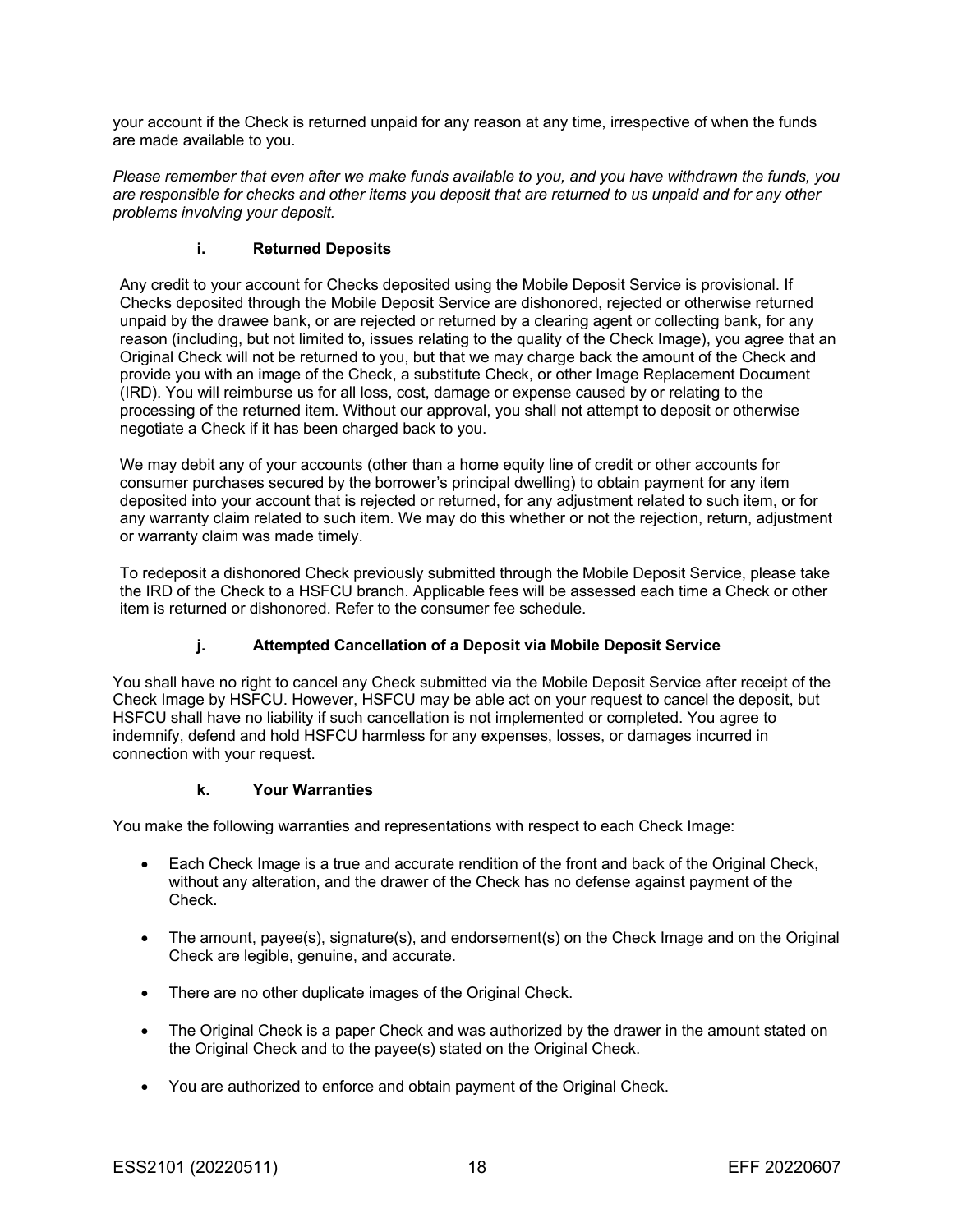your account if the Check is returned unpaid for any reason at any time, irrespective of when the funds are made available to you.

*Please remember that even after we make funds available to you, and you have withdrawn the funds, you are responsible for checks and other items you deposit that are returned to us unpaid and for any other problems involving your deposit.*

#### i. Returned Deposits

Any credit to your account for Checks deposited using the Mobile Deposit Service is provisional. If Checks deposited through the Mobile Deposit Service are dishonored, rejected or otherwise returned unpaid by the drawee bank, or are rejected or returned by a clearing agent or collecting bank, for any reason (including, but not limited to, issues relating to the quality of the Check Image), you agree that an Original Check will not be returned to you, but that we may charge back the amount of the Check and provide you with an image of the Check, a substitute Check, or other Image Replacement Document (IRD). You will reimburse us for all loss, cost, damage or expense caused by or relating to the processing of the returned item. Without our approval, you shall not attempt to deposit or otherwise negotiate a Check if it has been charged back to you.

We may debit any of your accounts (other than a home equity line of credit or other accounts for consumer purchases secured by the borrower's principal dwelling) to obtain payment for any item deposited into your account that is rejected or returned, for any adjustment related to such item, or for any warranty claim related to such item. We may do this whether or not the rejection, return, adjustment or warranty claim was made timely.

To redeposit a dishonored Check previously submitted through the Mobile Deposit Service, please take the IRD of the Check to a HSFCU branch. Applicable fees will be assessed each time a Check or other item is returned or dishonored. Refer to the consumer fee schedule.

#### j. Attempted Cancellation of a Deposit via Mobile Deposit Service

You shall have no right to cancel any Check submitted via the Mobile Deposit Service after receipt of the Check Image by HSFCU. However, HSFCU may be able act on your request to cancel the deposit, but HSFCU shall have no liability if such cancellation is not implemented or completed. You agree to indemnify, defend and hold HSFCU harmless for any expenses, losses, or damages incurred in connection with your request.

#### k. Your Warranties

You make the following warranties and representations with respect to each Check Image:

- Each Check Image is a true and accurate rendition of the front and back of the Original Check, without any alteration, and the drawer of the Check has no defense against payment of the Check.
- The amount, payee(s), signature(s), and endorsement(s) on the Check Image and on the Original Check are legible, genuine, and accurate.
- There are no other duplicate images of the Original Check.
- The Original Check is a paper Check and was authorized by the drawer in the amount stated on the Original Check and to the payee(s) stated on the Original Check.
- You are authorized to enforce and obtain payment of the Original Check.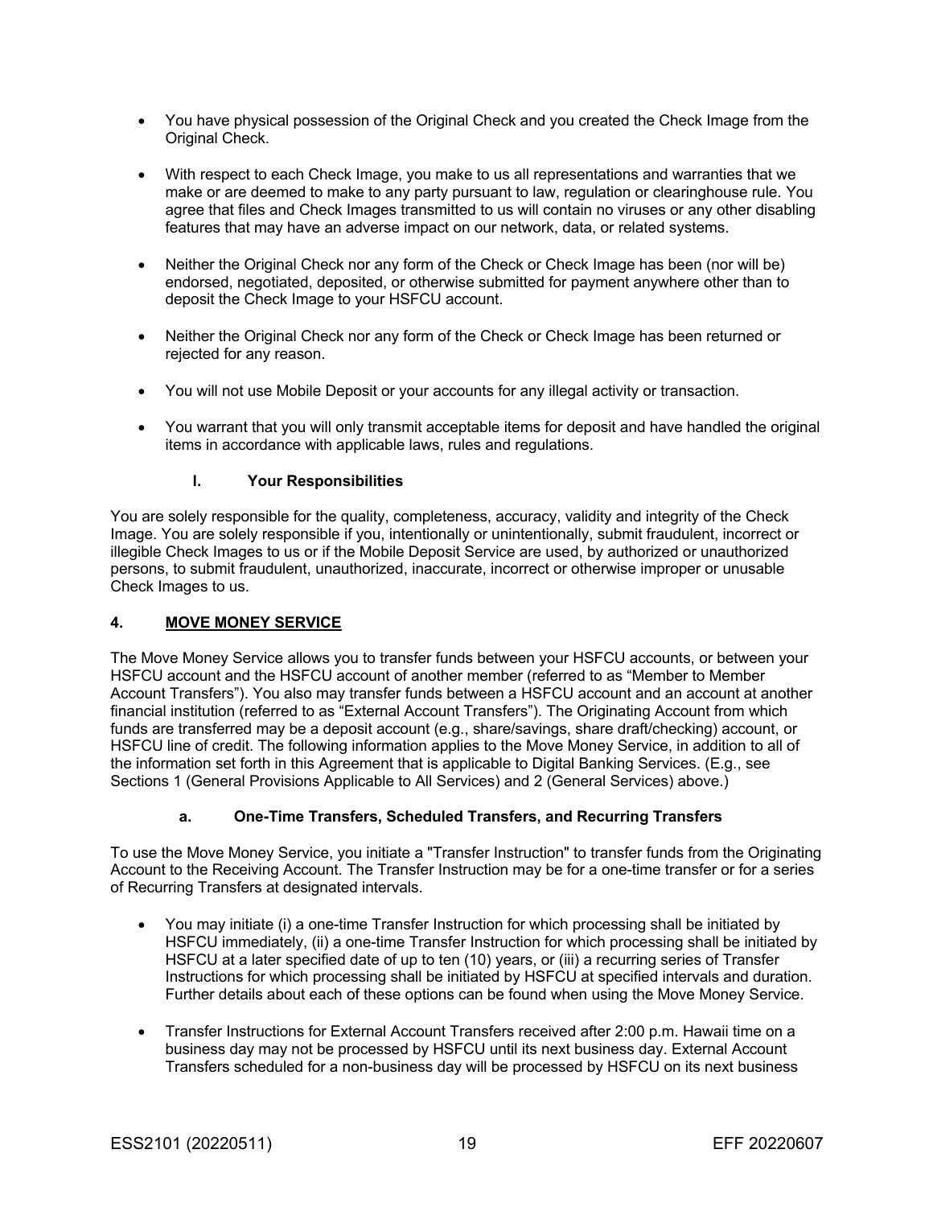- You have physical possession of the Original Check and you created the Check Image from the Original Check.
- With respect to each Check Image, you make to us all representations and warranties that we make or are deemed to make to any party pursuant to law, regulation or clearinghouse rule. You agree that files and Check Images transmitted to us will contain no viruses or any other disabling features that may have an adverse impact on our network, data, or related systems.
- Neither the Original Check nor any form of the Check or Check Image has been (nor will be) endorsed, negotiated, deposited, or otherwise submitted for payment anywhere other than to deposit the Check Image to your HSFCU account.
- Neither the Original Check nor any form of the Check or Check Image has been returned or rejected for any reason.
- You will not use Mobile Deposit or your accounts for any illegal activity or transaction.
- You warrant that you will only transmit acceptable items for deposit and have handled the original items in accordance with applicable laws, rules and regulations.

### I. Your Responsibilities

You are solely responsible for the quality, completeness, accuracy, validity and integrity of the Check Image. You are solely responsible if you, intentionally or unintentionally, submit fraudulent, incorrect or illegible Check Images to us or if the Mobile Deposit Service are used, by authorized or unauthorized persons, to submit fraudulent, unauthorized, inaccurate, incorrect or otherwise improper or unusable Check Images to us.

## 4. MOVE MONEY SERVICE

The Move Money Service allows you to transfer funds between your HSFCU accounts, or between your HSFCU account and the HSFCU account of another member (referred to as "Member to Member Account Transfers"). You also may transfer funds between a HSFCU account and an account at another financial institution (referred to as "External Account Transfers"). The Originating Account from which funds are transferred may be a deposit account (e.g., share/savings, share draft/checking) account, or HSFCU line of credit. The following information applies to the Move Money Service, in addition to all of the information set forth in this Agreement that is applicable to Digital Banking Services. (E.g., see Sections 1 (General Provisions Applicable to All Services) and 2 (General Services) above.)

### a. One-Time Transfers, Scheduled Transfers, and Recurring Transfers

To use the Move Money Service, you initiate a "Transfer Instruction" to transfer funds from the Originating Account to the Receiving Account. The Transfer Instruction may be for a one-time transfer or for a series of Recurring Transfers at designated intervals.

- You may initiate (i) a one-time Transfer Instruction for which processing shall be initiated by HSFCU immediately, (ii) a one-time Transfer Instruction for which processing shall be initiated by HSFCU at a later specified date of up to ten (10) years, or (iii) a recurring series of Transfer Instructions for which processing shall be initiated by HSFCU at specified intervals and duration. Further details about each of these options can be found when using the Move Money Service.
- Transfer Instructions for External Account Transfers received after 2:00 p.m. Hawaii time on a business day may not be processed by HSFCU until its next business day. External Account Transfers scheduled for a non-business day will be processed by HSFCU on its next business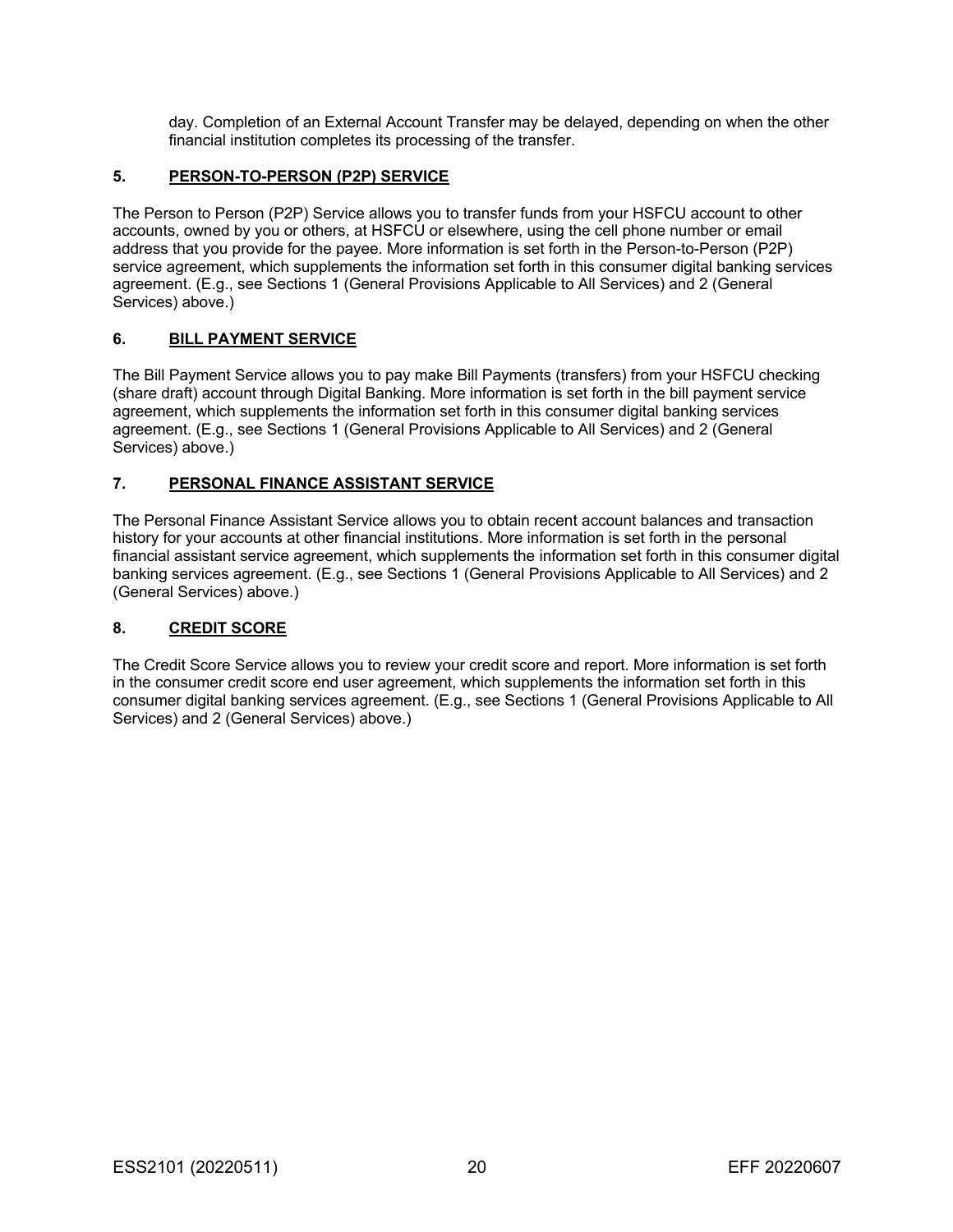day. Completion of an External Account Transfer may be delayed, depending on when the other financial institution completes its processing of the transfer.

## 5. PERSON-TO-PERSON (P2P) SERVICE

The Person to Person (P2P) Service allows you to transfer funds from your HSFCU account to other accounts, owned by you or others, at HSFCU or elsewhere, using the cell phone number or email address that you provide for the payee. More information is set forth in the Person-to-Person (P2P) service agreement, which supplements the information set forth in this consumer digital banking services agreement. (E.g., see Sections 1 (General Provisions Applicable to All Services) and 2 (General Services) above.)

## 6. BILL PAYMENT SERVICE

The Bill Payment Service allows you to pay make Bill Payments (transfers) from your HSFCU checking (share draft) account through Digital Banking. More information is set forth in the bill payment service agreement, which supplements the information set forth in this consumer digital banking services agreement. (E.g., see Sections 1 (General Provisions Applicable to All Services) and 2 (General Services) above.)

## 7. PERSONAL FINANCE ASSISTANT SERVICE

The Personal Finance Assistant Service allows you to obtain recent account balances and transaction history for your accounts at other financial institutions. More information is set forth in the personal financial assistant service agreement, which supplements the information set forth in this consumer digital banking services agreement. (E.g., see Sections 1 (General Provisions Applicable to All Services) and 2 (General Services) above.)

## 8. CREDIT SCORE

The Credit Score Service allows you to review your credit score and report. More information is set forth in the consumer credit score end user agreement, which supplements the information set forth in this consumer digital banking services agreement. (E.g., see Sections 1 (General Provisions Applicable to All Services) and 2 (General Services) above.)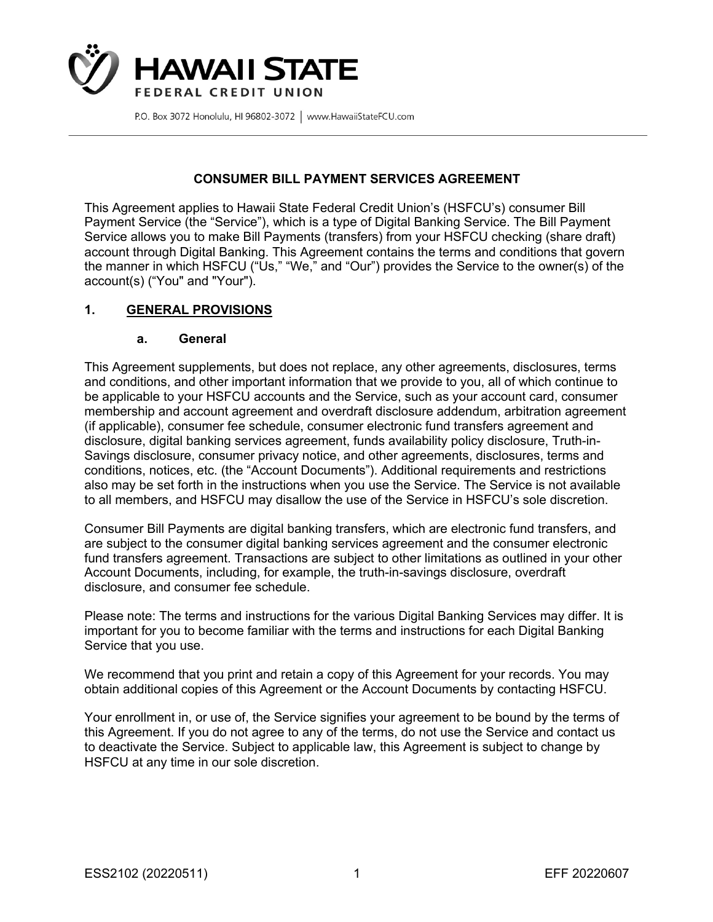# HAWAII STATE FEDERAL CREDIT UNION

P.O. Box 3072 Honolulu, HI 96802-3072 | www.HawaiiStateFCU.com

## CONSUMER BILL PAYMENT SERVICES AGREEMENT

This Agreement applies to Hawaii State Federal Credit Union's (HSFCU's) consumer Bill Payment Service (the "Service"), which is a type of Digital Banking Service. The Bill Payment Service allows you to make Bill Payments (transfers) from your HSFCU checking (share draft) account through Digital Banking. This Agreement contains the terms and conditions that govern the manner in which HSFCU ("Us," "We," and "Our") provides the Service to the owner(s) of the account(s) ("You" and "Your").

### 1. GENERAL PROVISIONS

#### a. General

This Agreement supplements, but does not replace, any other agreements, disclosures, terms and conditions, and other important information that we provide to you, all of which continue to be applicable to your HSFCU accounts and the Service, such as your account card, consumer membership and account agreement and overdraft disclosure addendum, arbitration agreement (if applicable), consumer fee schedule, consumer electronic fund transfers agreement and disclosure, digital banking services agreement, funds availability policy disclosure, Truth-in-Savings disclosure, consumer privacy notice, and other agreements, disclosures, terms and conditions, notices, etc. (the "Account Documents"). Additional requirements and restrictions also may be set forth in the instructions when you use the Service. The Service is not available to all members, and HSFCU may disallow the use of the Service in HSFCU's sole discretion.

Consumer Bill Payments are digital banking transfers, which are electronic fund transfers, and are subject to the consumer digital banking services agreement and the consumer electronic fund transfers agreement. Transactions are subject to other limitations as outlined in your other Account Documents, including, for example, the truth-in-savings disclosure, overdraft disclosure, and consumer fee schedule.

Please note: The terms and instructions for the various Digital Banking Services may differ. It is important for you to become familiar with the terms and instructions for each Digital Banking Service that you use.

We recommend that you print and retain a copy of this Agreement for your records. You may obtain additional copies of this Agreement or the Account Documents by contacting HSFCU.

Your enrollment in, or use of, the Service signifies your agreement to be bound by the terms of this Agreement. If you do not agree to any of the terms, do not use the Service and contact us to deactivate the Service. Subject to applicable law, this Agreement is subject to change by HSFCU at any time in our sole discretion.

ESS2102 (20220511) EFF 20220607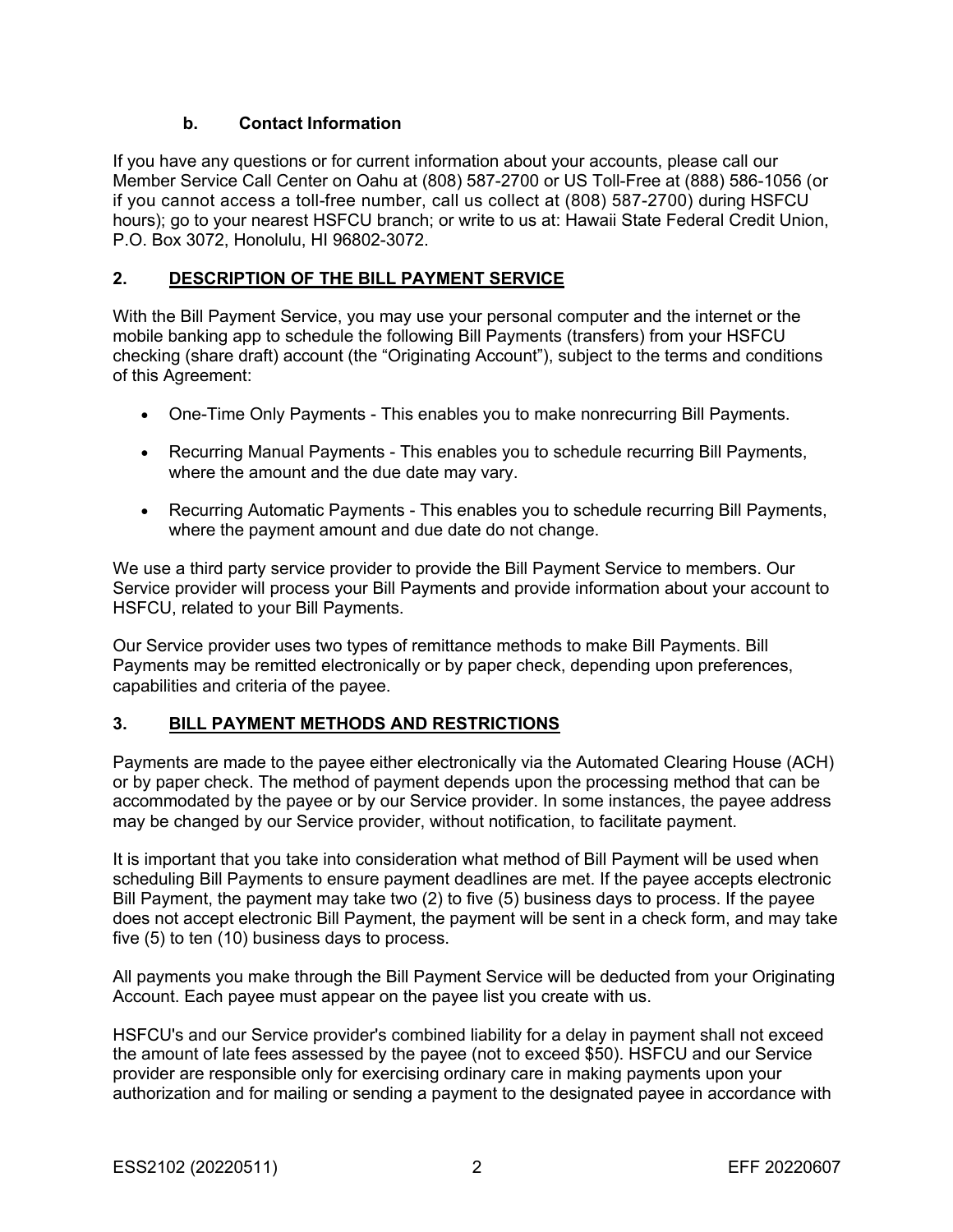### b. Contact Information

If you have any questions or for current information about your accounts, please call our Member Service Call Center on Oahu at (808) 587-2700 or US Toll-Free at (888) 586-1056 (or if you cannot access a toll-free number, call us collect at (808) 587-2700) during HSFCU hours); go to your nearest HSFCU branch; or write to us at: Hawaii State Federal Credit Union, P.O. Box 3072, Honolulu, HI 96802-3072.

## 2. DESCRIPTION OF THE BILL PAYMENT SERVICE

With the Bill Payment Service, you may use your personal computer and the internet or the mobile banking app to schedule the following Bill Payments (transfers) from your HSFCU checking (share draft) account (the "Originating Account"), subject to the terms and conditions of this Agreement:

- One-Time Only Payments - This enables you to make nonrecurring Bill Payments.
- Recurring Manual Payments - This enables you to schedule recurring Bill Payments, where the amount and the due date may vary.
- Recurring Automatic Payments - This enables you to schedule recurring Bill Payments, where the payment amount and due date do not change.

We use a third party service provider to provide the Bill Payment Service to members. Our Service provider will process your Bill Payments and provide information about your account to HSFCU, related to your Bill Payments.

Our Service provider uses two types of remittance methods to make Bill Payments. Bill Payments may be remitted electronically or by paper check, depending upon preferences, capabilities and criteria of the payee.

## 3. BILL PAYMENT METHODS AND RESTRICTIONS

Payments are made to the payee either electronically via the Automated Clearing House (ACH) or by paper check. The method of payment depends upon the processing method that can be accommodated by the payee or by our Service provider. In some instances, the payee address may be changed by our Service provider, without notification, to facilitate payment.

It is important that you take into consideration what method of Bill Payment will be used when scheduling Bill Payments to ensure payment deadlines are met. If the payee accepts electronic Bill Payment, the payment may take two (2) to five (5) business days to process. If the payee does not accept electronic Bill Payment, the payment will be sent in a check form, and may take five (5) to ten (10) business days to process.

All payments you make through the Bill Payment Service will be deducted from your Originating Account. Each payee must appear on the payee list you create with us.

HSFCU's and our Service provider's combined liability for a delay in payment shall not exceed the amount of late fees assessed by the payee (not to exceed $50). HSFCU and our Service provider are responsible only for exercising ordinary care in making payments upon your authorization and for mailing or sending a payment to the designated payee in accordance with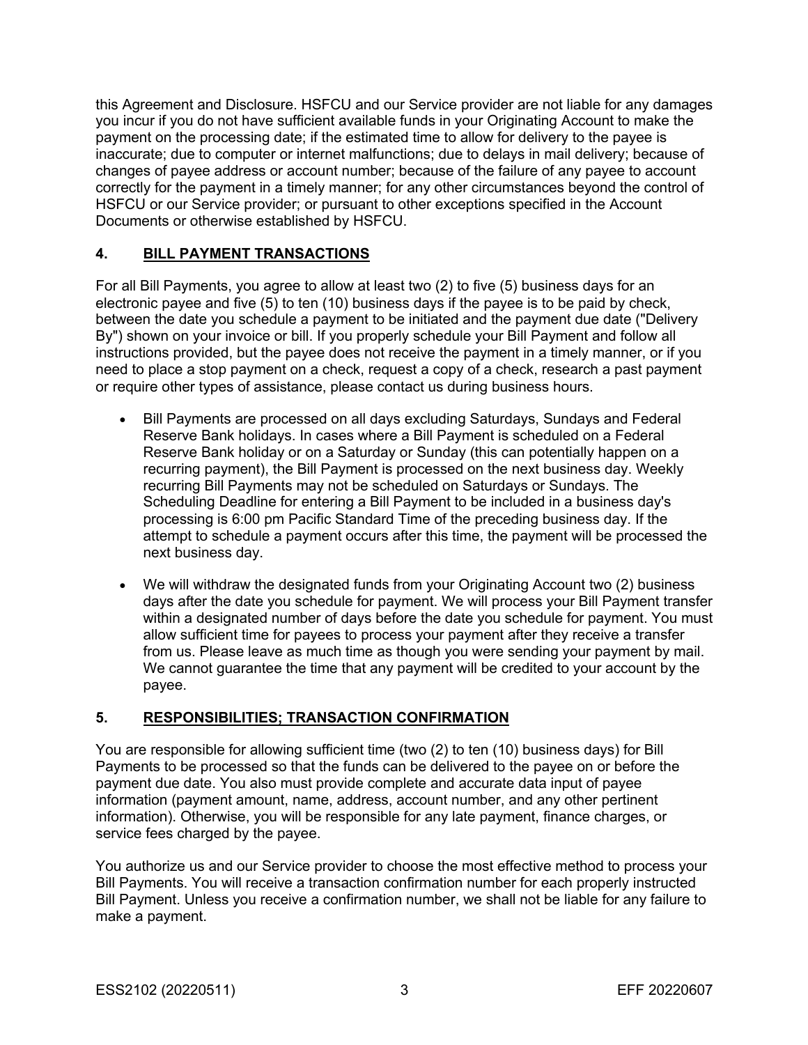this Agreement and Disclosure. HSFCU and our Service provider are not liable for any damages you incur if you do not have sufficient available funds in your Originating Account to make the payment on the processing date; if the estimated time to allow for delivery to the payee is inaccurate; due to computer or internet malfunctions; due to delays in mail delivery; because of changes of payee address or account number; because of the failure of any payee to account correctly for the payment in a timely manner; for any other circumstances beyond the control of HSFCU or our Service provider; or pursuant to other exceptions specified in the Account Documents or otherwise established by HSFCU.

## 4. BILL PAYMENT TRANSACTIONS

For all Bill Payments, you agree to allow at least two (2) to five (5) business days for an electronic payee and five (5) to ten (10) business days if the payee is to be paid by check, between the date you schedule a payment to be initiated and the payment due date ("Delivery By") shown on your invoice or bill. If you properly schedule your Bill Payment and follow all instructions provided, but the payee does not receive the payment in a timely manner, or if you need to place a stop payment on a check, request a copy of a check, research a past payment or require other types of assistance, please contact us during business hours.

- Bill Payments are processed on all days excluding Saturdays, Sundays and Federal Reserve Bank holidays. In cases where a Bill Payment is scheduled on a Federal Reserve Bank holiday or on a Saturday or Sunday (this can potentially happen on a recurring payment), the Bill Payment is processed on the next business day. Weekly recurring Bill Payments may not be scheduled on Saturdays or Sundays. The Scheduling Deadline for entering a Bill Payment to be included in a business day's processing is 6:00 pm Pacific Standard Time of the preceding business day. If the attempt to schedule a payment occurs after this time, the payment will be processed the next business day.
- We will withdraw the designated funds from your Originating Account two (2) business days after the date you schedule for payment. We will process your Bill Payment transfer within a designated number of days before the date you schedule for payment. You must allow sufficient time for payees to process your payment after they receive a transfer from us. Please leave as much time as though you were sending your payment by mail. We cannot guarantee the time that any payment will be credited to your account by the payee.

## 5. RESPONSIBILITIES; TRANSACTION CONFIRMATION

You are responsible for allowing sufficient time (two (2) to ten (10) business days) for Bill Payments to be processed so that the funds can be delivered to the payee on or before the payment due date. You also must provide complete and accurate data input of payee information (payment amount, name, address, account number, and any other pertinent information). Otherwise, you will be responsible for any late payment, finance charges, or service fees charged by the payee.

You authorize us and our Service provider to choose the most effective method to process your Bill Payments. You will receive a transaction confirmation number for each properly instructed Bill Payment. Unless you receive a confirmation number, we shall not be liable for any failure to make a payment.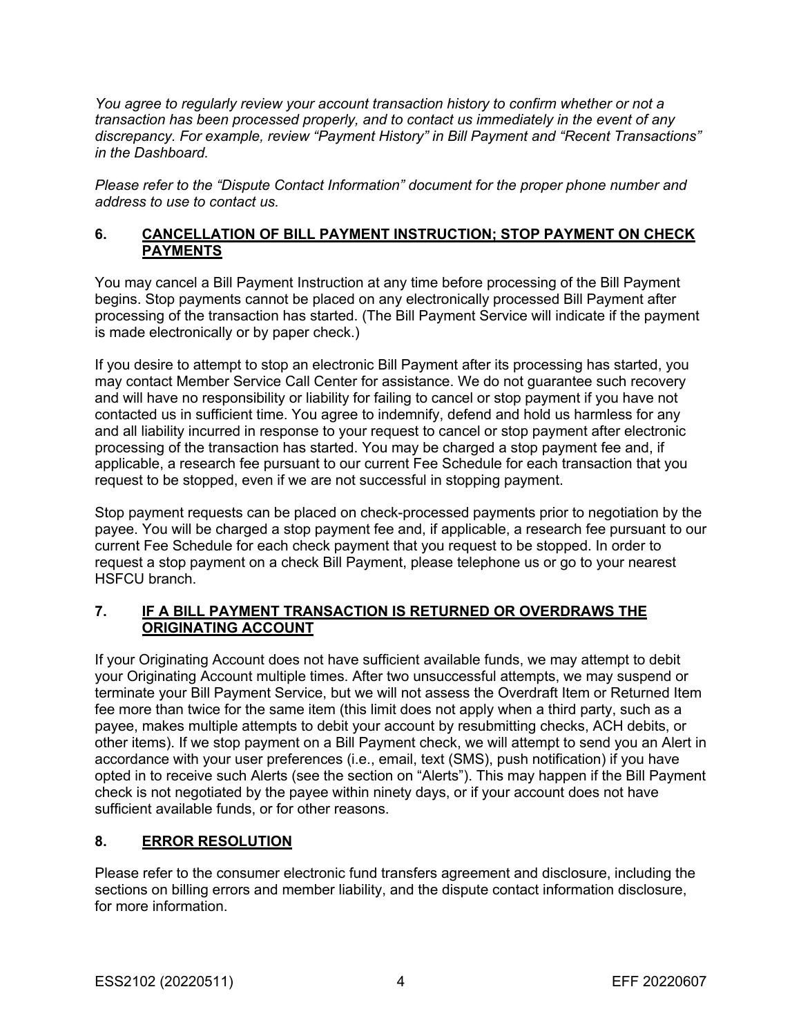*You agree to regularly review your account transaction history to confirm whether or not a transaction has been processed properly, and to contact us immediately in the event of any discrepancy. For example, review "Payment History" in Bill Payment and "Recent Transactions" in the Dashboard.*

*Please refer to the "Dispute Contact Information" document for the proper phone number and address to use to contact us.*

## 6. CANCELLATION OF BILL PAYMENT INSTRUCTION; STOP PAYMENT ON CHECK PAYMENTS

You may cancel a Bill Payment Instruction at any time before processing of the Bill Payment begins. Stop payments cannot be placed on any electronically processed Bill Payment after processing of the transaction has started. (The Bill Payment Service will indicate if the payment is made electronically or by paper check.)

If you desire to attempt to stop an electronic Bill Payment after its processing has started, you may contact Member Service Call Center for assistance. We do not guarantee such recovery and will have no responsibility or liability for failing to cancel or stop payment if you have not contacted us in sufficient time. You agree to indemnify, defend and hold us harmless for any and all liability incurred in response to your request to cancel or stop payment after electronic processing of the transaction has started. You may be charged a stop payment fee and, if applicable, a research fee pursuant to our current Fee Schedule for each transaction that you request to be stopped, even if we are not successful in stopping payment.

Stop payment requests can be placed on check-processed payments prior to negotiation by the payee. You will be charged a stop payment fee and, if applicable, a research fee pursuant to our current Fee Schedule for each check payment that you request to be stopped. In order to request a stop payment on a check Bill Payment, please telephone us or go to your nearest HSFCU branch.

## 7. IF A BILL PAYMENT TRANSACTION IS RETURNED OR OVERDRAWS THE ORIGINATING ACCOUNT

If your Originating Account does not have sufficient available funds, we may attempt to debit your Originating Account multiple times. After two unsuccessful attempts, we may suspend or terminate your Bill Payment Service, but we will not assess the Overdraft Item or Returned Item fee more than twice for the same item (this limit does not apply when a third party, such as a payee, makes multiple attempts to debit your account by resubmitting checks, ACH debits, or other items). If we stop payment on a Bill Payment check, we will attempt to send you an Alert in accordance with your user preferences (i.e., email, text (SMS), push notification) if you have opted in to receive such Alerts (see the section on "Alerts"). This may happen if the Bill Payment check is not negotiated by the payee within ninety days, or if your account does not have sufficient available funds, or for other reasons.

## 8. ERROR RESOLUTION

Please refer to the consumer electronic fund transfers agreement and disclosure, including the sections on billing errors and member liability, and the dispute contact information disclosure, for more information.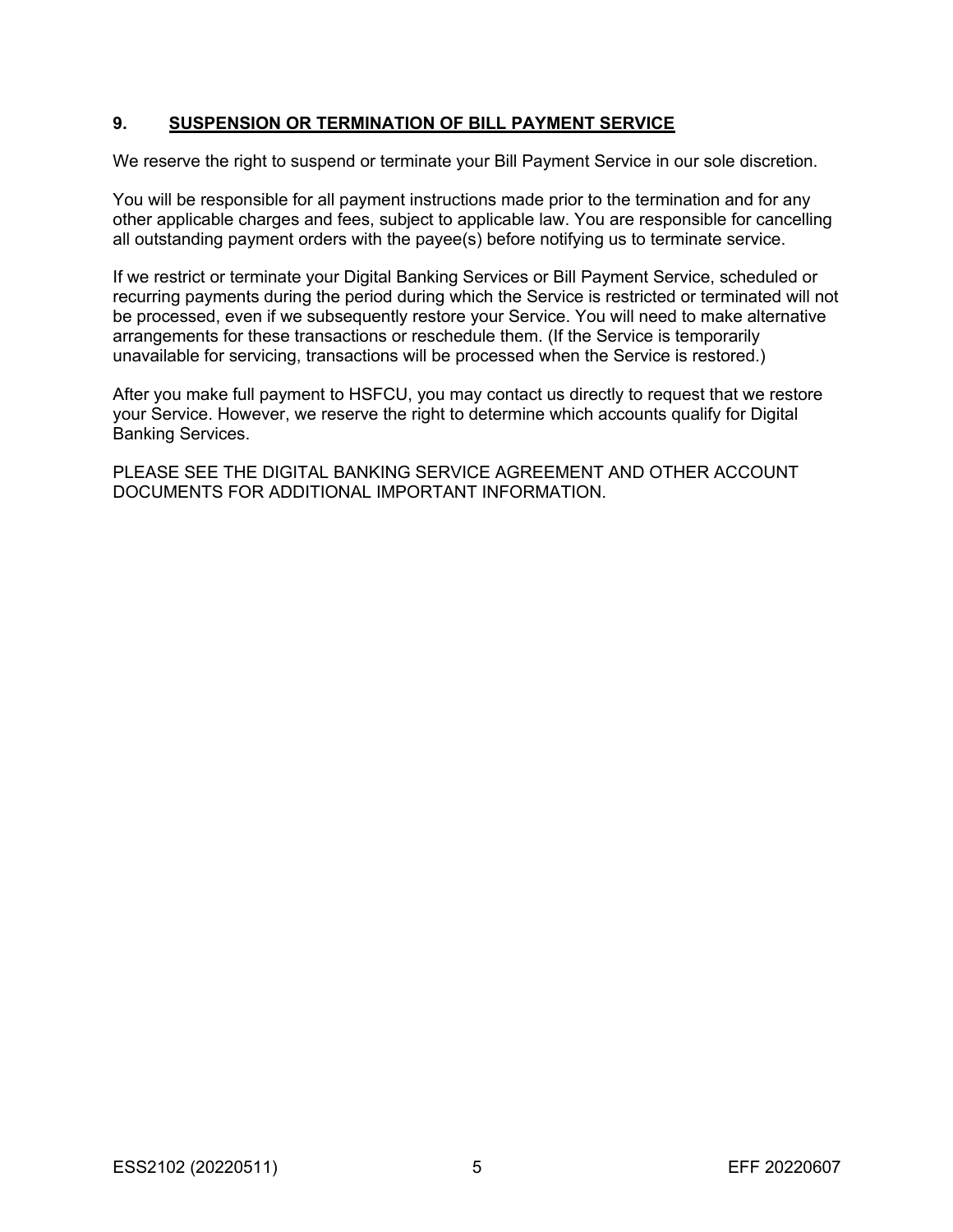## 9. SUSPENSION OR TERMINATION OF BILL PAYMENT SERVICE

We reserve the right to suspend or terminate your Bill Payment Service in our sole discretion.

You will be responsible for all payment instructions made prior to the termination and for any other applicable charges and fees, subject to applicable law. You are responsible for cancelling all outstanding payment orders with the payee(s) before notifying us to terminate service.

If we restrict or terminate your Digital Banking Services or Bill Payment Service, scheduled or recurring payments during the period during which the Service is restricted or terminated will not be processed, even if we subsequently restore your Service. You will need to make alternative arrangements for these transactions or reschedule them. (If the Service is temporarily unavailable for servicing, transactions will be processed when the Service is restored.)

After you make full payment to HSFCU, you may contact us directly to request that we restore your Service. However, we reserve the right to determine which accounts qualify for Digital Banking Services.

PLEASE SEE THE DIGITAL BANKING SERVICE AGREEMENT AND OTHER ACCOUNT DOCUMENTS FOR ADDITIONAL IMPORTANT INFORMATION.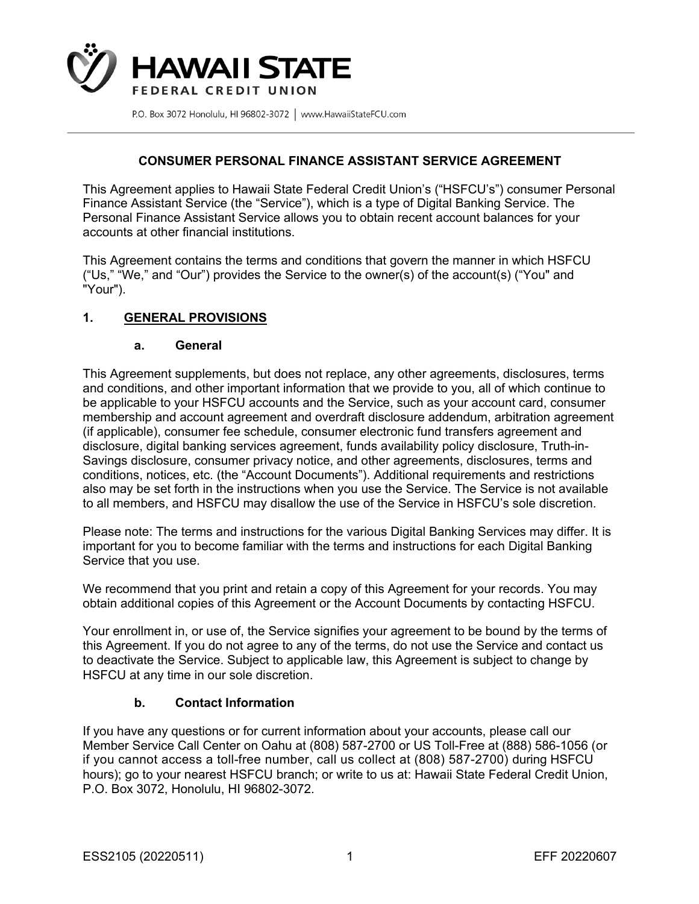# HAWAII STATE FEDERAL CREDIT UNION

P.O. Box 3072 Honolulu, HI 96802-3072 | www.HawaiiStateFCU.com

## CONSUMER PERSONAL FINANCE ASSISTANT SERVICE AGREEMENT

This Agreement applies to Hawaii State Federal Credit Union's ("HSFCU's") consumer Personal Finance Assistant Service (the "Service"), which is a type of Digital Banking Service. The Personal Finance Assistant Service allows you to obtain recent account balances for your accounts at other financial institutions.

This Agreement contains the terms and conditions that govern the manner in which HSFCU ("Us," "We," and "Our") provides the Service to the owner(s) of the account(s) ("You" and "Your").

### 1. GENERAL PROVISIONS

#### a. General

This Agreement supplements, but does not replace, any other agreements, disclosures, terms and conditions, and other important information that we provide to you, all of which continue to be applicable to your HSFCU accounts and the Service, such as your account card, consumer membership and account agreement and overdraft disclosure addendum, arbitration agreement (if applicable), consumer fee schedule, consumer electronic fund transfers agreement and disclosure, digital banking services agreement, funds availability policy disclosure, Truth-in-Savings disclosure, consumer privacy notice, and other agreements, disclosures, terms and conditions, notices, etc. (the "Account Documents"). Additional requirements and restrictions also may be set forth in the instructions when you use the Service. The Service is not available to all members, and HSFCU may disallow the use of the Service in HSFCU's sole discretion.

Please note: The terms and instructions for the various Digital Banking Services may differ. It is important for you to become familiar with the terms and instructions for each Digital Banking Service that you use.

We recommend that you print and retain a copy of this Agreement for your records. You may obtain additional copies of this Agreement or the Account Documents by contacting HSFCU.

Your enrollment in, or use of, the Service signifies your agreement to be bound by the terms of this Agreement. If you do not agree to any of the terms, do not use the Service and contact us to deactivate the Service. Subject to applicable law, this Agreement is subject to change by HSFCU at any time in our sole discretion.

#### b. Contact Information

If you have any questions or for current information about your accounts, please call our Member Service Call Center on Oahu at (808) 587-2700 or US Toll-Free at (888) 586-1056 (or if you cannot access a toll-free number, call us collect at (808) 587-2700) during HSFCU hours); go to your nearest HSFCU branch; or write to us at: Hawaii State Federal Credit Union, P.O. Box 3072, Honolulu, HI 96802-3072.

ESS2105 (20220511) EFF 20220607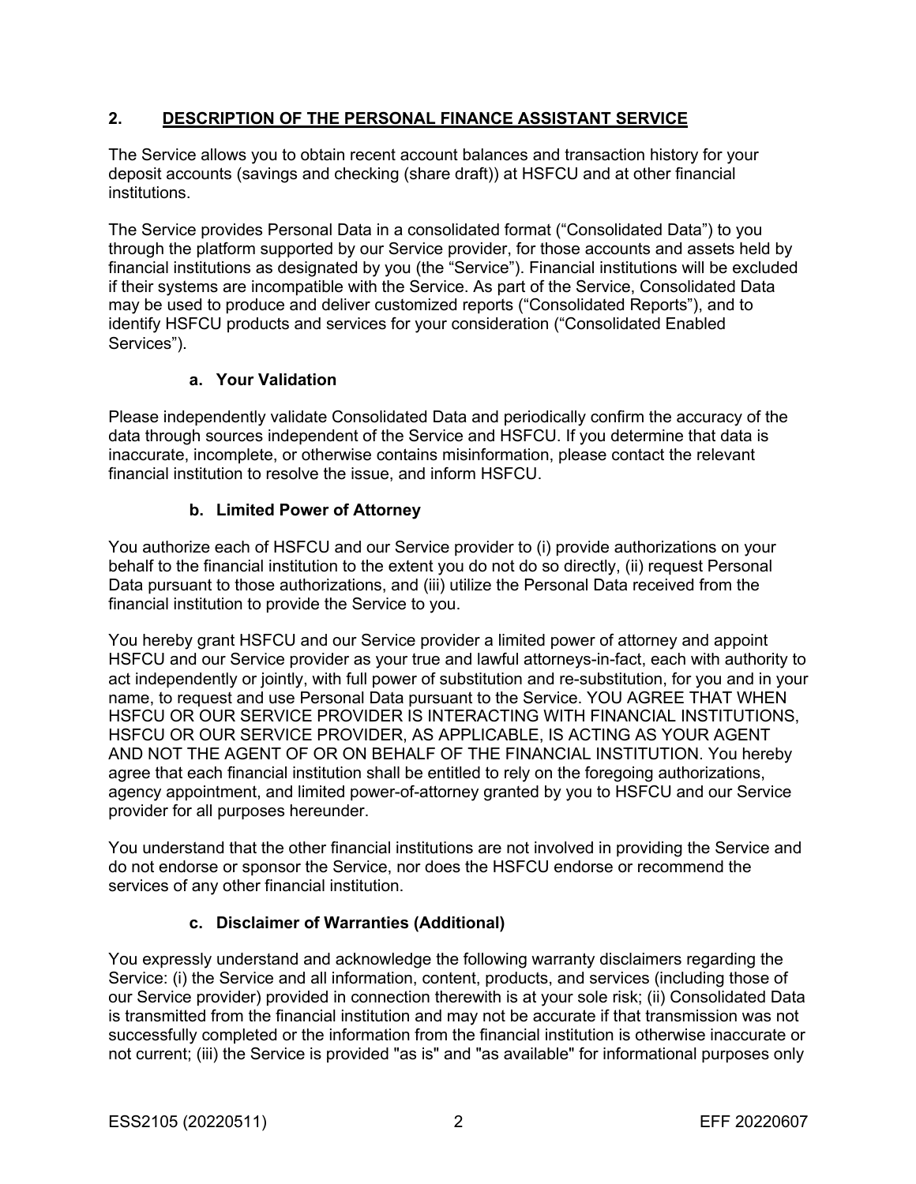## 2. DESCRIPTION OF THE PERSONAL FINANCE ASSISTANT SERVICE

The Service allows you to obtain recent account balances and transaction history for your deposit accounts (savings and checking (share draft)) at HSFCU and at other financial institutions.

The Service provides Personal Data in a consolidated format ("Consolidated Data") to you through the platform supported by our Service provider, for those accounts and assets held by financial institutions as designated by you (the "Service"). Financial institutions will be excluded if their systems are incompatible with the Service. As part of the Service, Consolidated Data may be used to produce and deliver customized reports ("Consolidated Reports"), and to identify HSFCU products and services for your consideration ("Consolidated Enabled Services").

### a. Your Validation

Please independently validate Consolidated Data and periodically confirm the accuracy of the data through sources independent of the Service and HSFCU. If you determine that data is inaccurate, incomplete, or otherwise contains misinformation, please contact the relevant financial institution to resolve the issue, and inform HSFCU.

### b. Limited Power of Attorney

You authorize each of HSFCU and our Service provider to (i) provide authorizations on your behalf to the financial institution to the extent you do not do so directly, (ii) request Personal Data pursuant to those authorizations, and (iii) utilize the Personal Data received from the financial institution to provide the Service to you.

You hereby grant HSFCU and our Service provider a limited power of attorney and appoint HSFCU and our Service provider as your true and lawful attorneys-in-fact, each with authority to act independently or jointly, with full power of substitution and re-substitution, for you and in your name, to request and use Personal Data pursuant to the Service. YOU AGREE THAT WHEN HSFCU OR OUR SERVICE PROVIDER IS INTERACTING WITH FINANCIAL INSTITUTIONS, HSFCU OR OUR SERVICE PROVIDER, AS APPLICABLE, IS ACTING AS YOUR AGENT AND NOT THE AGENT OF OR ON BEHALF OF THE FINANCIAL INSTITUTION. You hereby agree that each financial institution shall be entitled to rely on the foregoing authorizations, agency appointment, and limited power-of-attorney granted by you to HSFCU and our Service provider for all purposes hereunder.

You understand that the other financial institutions are not involved in providing the Service and do not endorse or sponsor the Service, nor does the HSFCU endorse or recommend the services of any other financial institution.

### c. Disclaimer of Warranties (Additional)

You expressly understand and acknowledge the following warranty disclaimers regarding the Service: (i) the Service and all information, content, products, and services (including those of our Service provider) provided in connection therewith is at your sole risk; (ii) Consolidated Data is transmitted from the financial institution and may not be accurate if that transmission was not successfully completed or the information from the financial institution is otherwise inaccurate or not current; (iii) the Service is provided "as is" and "as available" for informational purposes only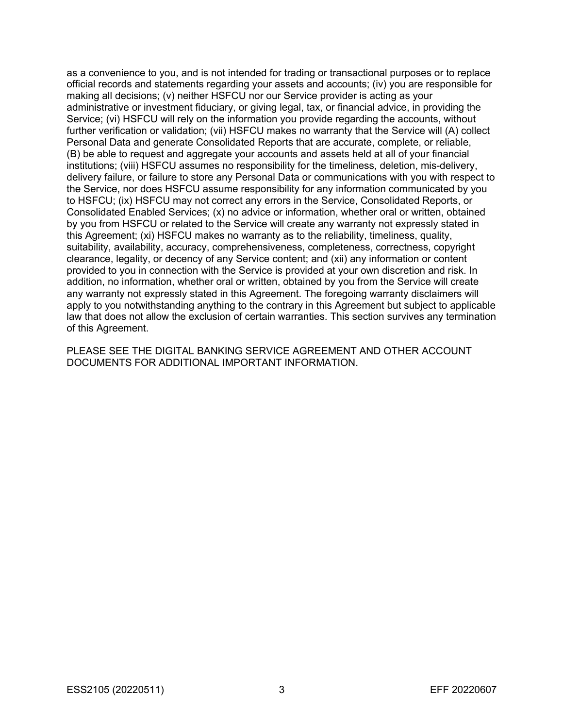as a convenience to you, and is not intended for trading or transactional purposes or to replace official records and statements regarding your assets and accounts; (iv) you are responsible for making all decisions; (v) neither HSFCU nor our Service provider is acting as your administrative or investment fiduciary, or giving legal, tax, or financial advice, in providing the Service; (vi) HSFCU will rely on the information you provide regarding the accounts, without further verification or validation; (vii) HSFCU makes no warranty that the Service will (A) collect Personal Data and generate Consolidated Reports that are accurate, complete, or reliable, (B) be able to request and aggregate your accounts and assets held at all of your financial institutions; (viii) HSFCU assumes no responsibility for the timeliness, deletion, mis-delivery, delivery failure, or failure to store any Personal Data or communications with you with respect to the Service, nor does HSFCU assume responsibility for any information communicated by you to HSFCU; (ix) HSFCU may not correct any errors in the Service, Consolidated Reports, or Consolidated Enabled Services; (x) no advice or information, whether oral or written, obtained by you from HSFCU or related to the Service will create any warranty not expressly stated in this Agreement; (xi) HSFCU makes no warranty as to the reliability, timeliness, quality, suitability, availability, accuracy, comprehensiveness, completeness, correctness, copyright clearance, legality, or decency of any Service content; and (xii) any information or content provided to you in connection with the Service is provided at your own discretion and risk. In addition, no information, whether oral or written, obtained by you from the Service will create any warranty not expressly stated in this Agreement. The foregoing warranty disclaimers will apply to you notwithstanding anything to the contrary in this Agreement but subject to applicable law that does not allow the exclusion of certain warranties. This section survives any termination of this Agreement.

PLEASE SEE THE DIGITAL BANKING SERVICE AGREEMENT AND OTHER ACCOUNT DOCUMENTS FOR ADDITIONAL IMPORTANT INFORMATION.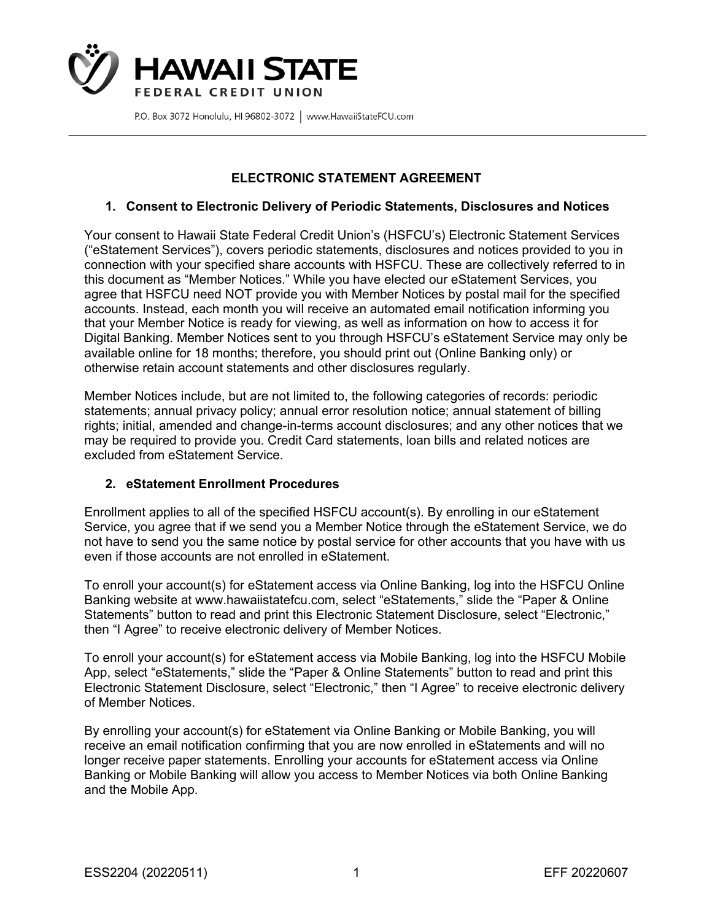**HAWAII STATE**
**FEDERAL CREDIT UNION**

P.O. Box 3072 Honolulu, HI 96802-3072 | www.HawaiiStateFCU.com

# ELECTRONIC STATEMENT AGREEMENT

## 1. Consent to Electronic Delivery of Periodic Statements, Disclosures and Notices

Your consent to Hawaii State Federal Credit Union's (HSFCU's) Electronic Statement Services ("eStatement Services"), covers periodic statements, disclosures and notices provided to you in connection with your specified share accounts with HSFCU. These are collectively referred to in this document as "Member Notices." While you have elected our eStatement Services, you agree that HSFCU need NOT provide you with Member Notices by postal mail for the specified accounts. Instead, each month you will receive an automated email notification informing you that your Member Notice is ready for viewing, as well as information on how to access it for Digital Banking. Member Notices sent to you through HSFCU's eStatement Service may only be available online for 18 months; therefore, you should print out (Online Banking only) or otherwise retain account statements and other disclosures regularly.

Member Notices include, but are not limited to, the following categories of records: periodic statements; annual privacy policy; annual error resolution notice; annual statement of billing rights; initial, amended and change-in-terms account disclosures; and any other notices that we may be required to provide you. Credit Card statements, loan bills and related notices are excluded from eStatement Service.

## 2. eStatement Enrollment Procedures

Enrollment applies to all of the specified HSFCU account(s). By enrolling in our eStatement Service, you agree that if we send you a Member Notice through the eStatement Service, we do not have to send you the same notice by postal service for other accounts that you have with us even if those accounts are not enrolled in eStatement.

To enroll your account(s) for eStatement access via Online Banking, log into the HSFCU Online Banking website at www.hawaiistatefcu.com, select "eStatements," slide the "Paper & Online Statements" button to read and print this Electronic Statement Disclosure, select "Electronic," then "I Agree" to receive electronic delivery of Member Notices.

To enroll your account(s) for eStatement access via Mobile Banking, log into the HSFCU Mobile App, select "eStatements," slide the "Paper & Online Statements" button to read and print this Electronic Statement Disclosure, select "Electronic," then "I Agree" to receive electronic delivery of Member Notices.

By enrolling your account(s) for eStatement via Online Banking or Mobile Banking, you will receive an email notification confirming that you are now enrolled in eStatements and will no longer receive paper statements. Enrolling your accounts for eStatement access via Online Banking or Mobile Banking will allow you access to Member Notices via both Online Banking and the Mobile App.

ESS2204 (20220511) EFF 20220607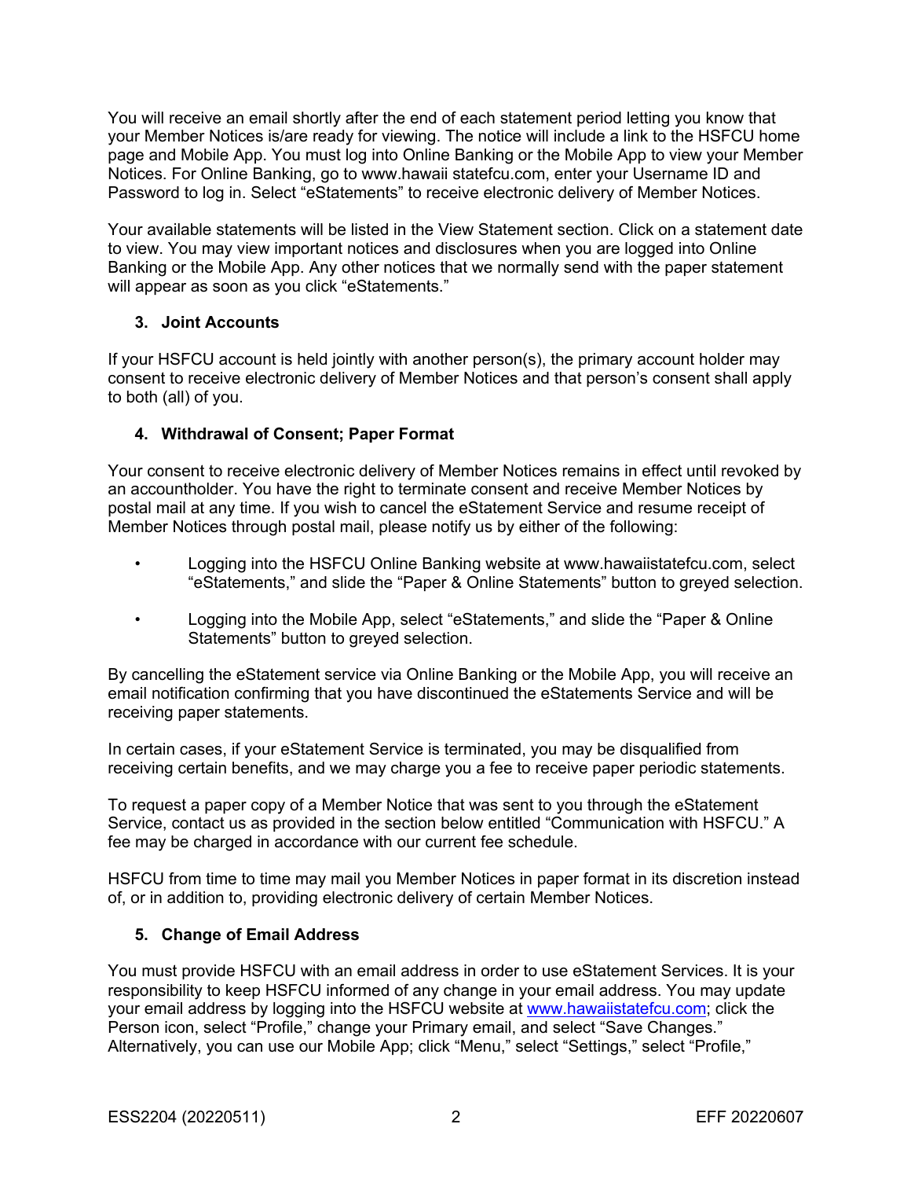You will receive an email shortly after the end of each statement period letting you know that your Member Notices is/are ready for viewing. The notice will include a link to the HSFCU home page and Mobile App. You must log into Online Banking or the Mobile App to view your Member Notices. For Online Banking, go to www.hawaii statefcu.com, enter your Username ID and Password to log in. Select "eStatements" to receive electronic delivery of Member Notices.

Your available statements will be listed in the View Statement section. Click on a statement date to view. You may view important notices and disclosures when you are logged into Online Banking or the Mobile App. Any other notices that we normally send with the paper statement will appear as soon as you click "eStatements."

### 3. Joint Accounts

If your HSFCU account is held jointly with another person(s), the primary account holder may consent to receive electronic delivery of Member Notices and that person's consent shall apply to both (all) of you.

### 4. Withdrawal of Consent; Paper Format

Your consent to receive electronic delivery of Member Notices remains in effect until revoked by an accountholder. You have the right to terminate consent and receive Member Notices by postal mail at any time. If you wish to cancel the eStatement Service and resume receipt of Member Notices through postal mail, please notify us by either of the following:

- Logging into the HSFCU Online Banking website at www.hawaiistatefcu.com, select "eStatements," and slide the "Paper & Online Statements" button to greyed selection.
- Logging into the Mobile App, select "eStatements," and slide the "Paper & Online Statements" button to greyed selection.

By cancelling the eStatement service via Online Banking or the Mobile App, you will receive an email notification confirming that you have discontinued the eStatements Service and will be receiving paper statements.

In certain cases, if your eStatement Service is terminated, you may be disqualified from receiving certain benefits, and we may charge you a fee to receive paper periodic statements.

To request a paper copy of a Member Notice that was sent to you through the eStatement Service, contact us as provided in the section below entitled "Communication with HSFCU." A fee may be charged in accordance with our current fee schedule.

HSFCU from time to time may mail you Member Notices in paper format in its discretion instead of, or in addition to, providing electronic delivery of certain Member Notices.

### 5. Change of Email Address

You must provide HSFCU with an email address in order to use eStatement Services. It is your responsibility to keep HSFCU informed of any change in your email address. You may update your email address by logging into the HSFCU website at www.hawaiistatefcu.com; click the Person icon, select "Profile," change your Primary email, and select "Save Changes." Alternatively, you can use our Mobile App; click "Menu," select "Settings," select "Profile,"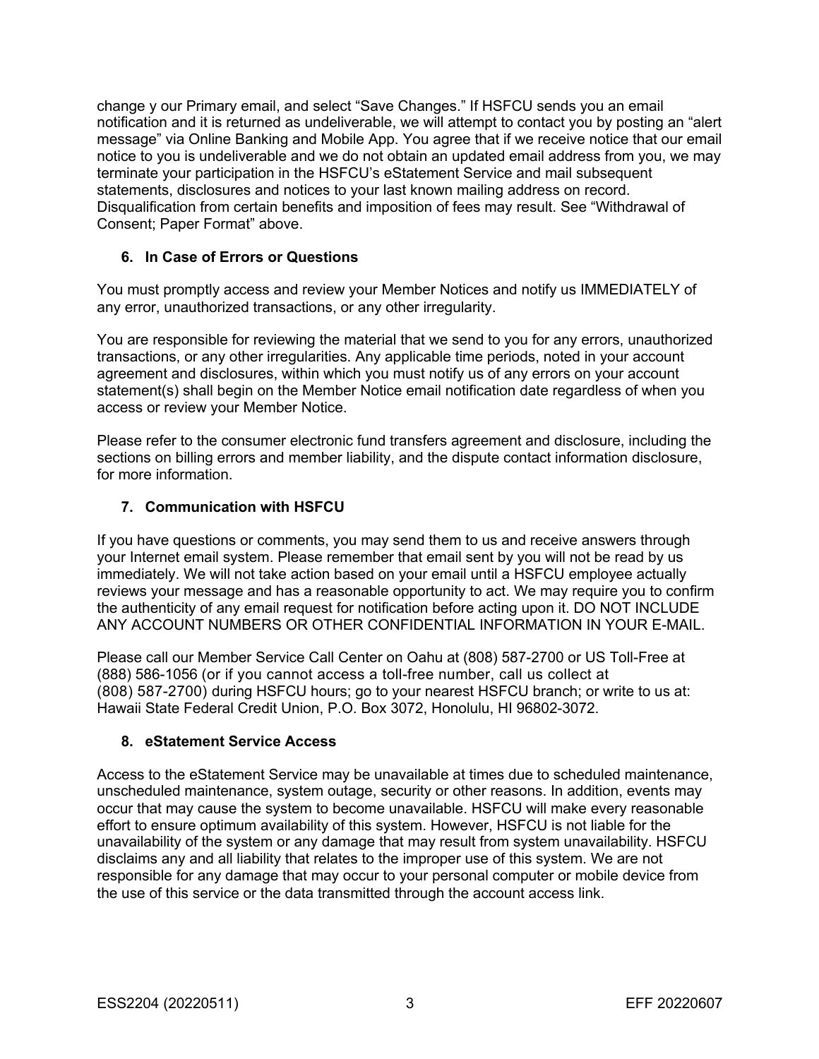change y our Primary email, and select “Save Changes.” If HSFCU sends you an email notification and it is returned as undeliverable, we will attempt to contact you by posting an “alert message” via Online Banking and Mobile App. You agree that if we receive notice that our email notice to you is undeliverable and we do not obtain an updated email address from you, we may terminate your participation in the HSFCU’s eStatement Service and mail subsequent statements, disclosures and notices to your last known mailing address on record. Disqualification from certain benefits and imposition of fees may result. See “Withdrawal of Consent; Paper Format” above.

### 6. In Case of Errors or Questions

You must promptly access and review your Member Notices and notify us IMMEDIATELY of any error, unauthorized transactions, or any other irregularity.

You are responsible for reviewing the material that we send to you for any errors, unauthorized transactions, or any other irregularities. Any applicable time periods, noted in your account agreement and disclosures, within which you must notify us of any errors on your account statement(s) shall begin on the Member Notice email notification date regardless of when you access or review your Member Notice.

Please refer to the consumer electronic fund transfers agreement and disclosure, including the sections on billing errors and member liability, and the dispute contact information disclosure, for more information.

### 7. Communication with HSFCU

If you have questions or comments, you may send them to us and receive answers through your Internet email system. Please remember that email sent by you will not be read by us immediately. We will not take action based on your email until a HSFCU employee actually reviews your message and has a reasonable opportunity to act. We may require you to confirm the authenticity of any email request for notification before acting upon it. DO NOT INCLUDE ANY ACCOUNT NUMBERS OR OTHER CONFIDENTIAL INFORMATION IN YOUR E-MAIL.

Please call our Member Service Call Center on Oahu at (808) 587-2700 or US Toll-Free at (888) 586-1056 (or if you cannot access a toll-free number, call us collect at (808) 587-2700) during HSFCU hours; go to your nearest HSFCU branch; or write to us at: Hawaii State Federal Credit Union, P.O. Box 3072, Honolulu, HI 96802-3072.

### 8. eStatement Service Access

Access to the eStatement Service may be unavailable at times due to scheduled maintenance, unscheduled maintenance, system outage, security or other reasons. In addition, events may occur that may cause the system to become unavailable. HSFCU will make every reasonable effort to ensure optimum availability of this system. However, HSFCU is not liable for the unavailability of the system or any damage that may result from system unavailability. HSFCU disclaims any and all liability that relates to the improper use of this system. We are not responsible for any damage that may occur to your personal computer or mobile device from the use of this service or the data transmitted through the account access link.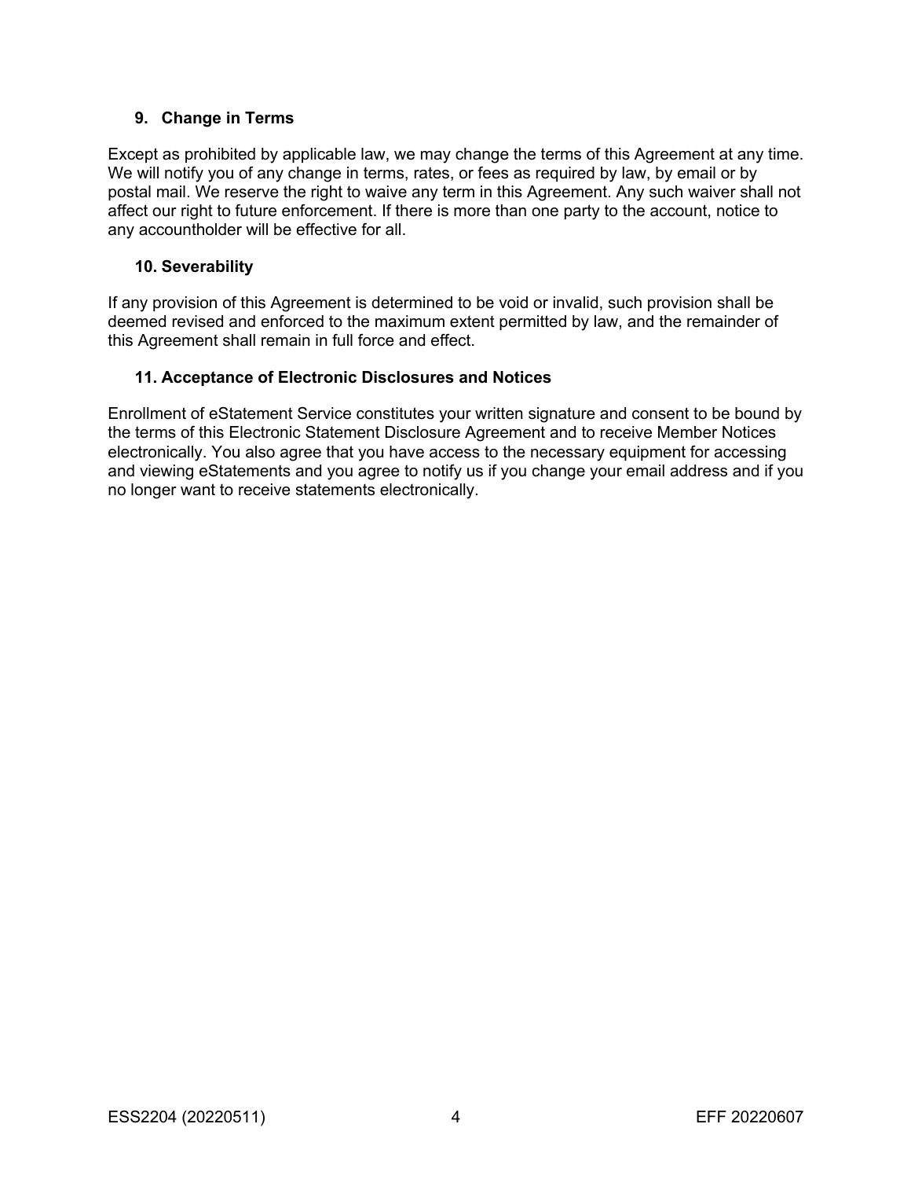### 9. Change in Terms

Except as prohibited by applicable law, we may change the terms of this Agreement at any time. We will notify you of any change in terms, rates, or fees as required by law, by email or by postal mail. We reserve the right to waive any term in this Agreement. Any such waiver shall not affect our right to future enforcement. If there is more than one party to the account, notice to any accountholder will be effective for all.

### 10. Severability

If any provision of this Agreement is determined to be void or invalid, such provision shall be deemed revised and enforced to the maximum extent permitted by law, and the remainder of this Agreement shall remain in full force and effect.

### 11. Acceptance of Electronic Disclosures and Notices

Enrollment of eStatement Service constitutes your written signature and consent to be bound by the terms of this Electronic Statement Disclosure Agreement and to receive Member Notices electronically. You also agree that you have access to the necessary equipment for accessing and viewing eStatements and you agree to notify us if you change your email address and if you no longer want to receive statements electronically.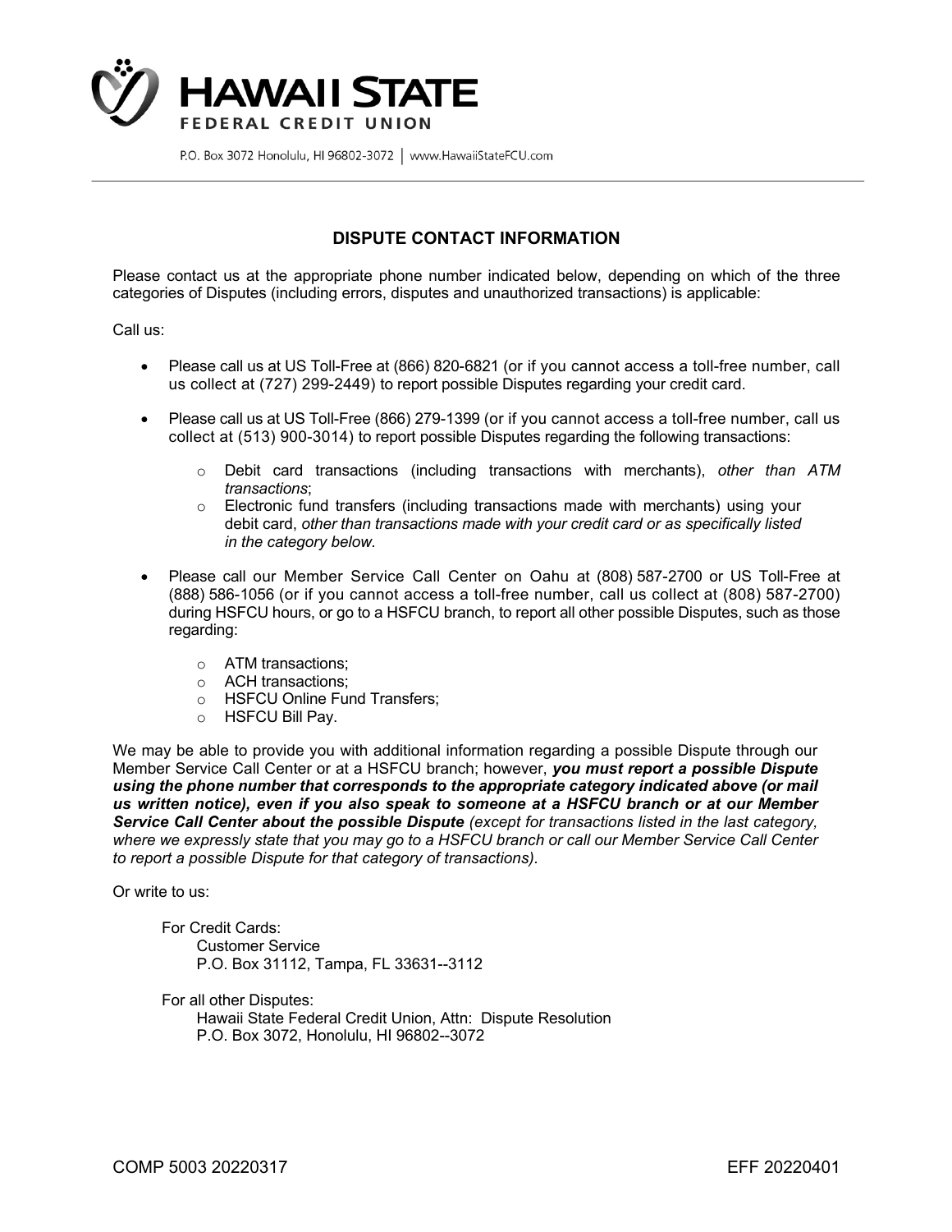HAWAII STATE

FEDERAL CREDIT UNION

P.O. Box 3072 Honolulu, HI 96802-3072 | www.HawaiiStateFCU.com

## DISPUTE CONTACT INFORMATION

Please contact us at the appropriate phone number indicated below, depending on which of the three categories of Disputes (including errors, disputes and unauthorized transactions) is applicable:

Call us:

- Please call us at US Toll-Free at (866) 820-6821 (or if you cannot access a toll-free number, call us collect at (727) 299-2449) to report possible Disputes regarding your credit card.
- Please call us at US Toll-Free (866) 279-1399 (or if you cannot access a toll-free number, call us collect at (513) 900-3014) to report possible Disputes regarding the following transactions:
    - Debit card transactions (including transactions with merchants), *other than ATM transactions*;
    - Electronic fund transfers (including transactions made with merchants) using your debit card, *other than transactions made with your credit card or as specifically listed in the category below.*
- Please call our Member Service Call Center on Oahu at (808) 587-2700 or US Toll-Free at (888) 586-1056 (or if you cannot access a toll-free number, call us collect at (808) 587-2700) during HSFCU hours, or go to a HSFCU branch, to report all other possible Disputes, such as those regarding:
    - ATM transactions;
    - ACH transactions;
    - HSFCU Online Fund Transfers;
    - HSFCU Bill Pay.

We may be able to provide you with additional information regarding a possible Dispute through our Member Service Call Center or at a HSFCU branch; however, ***you must report a possible Dispute using the phone number that corresponds to the appropriate category indicated above (or mail us written notice), even if you also speak to someone at a HSFCU branch or at our Member Service Call Center about the possible Dispute*** *(except for transactions listed in the last category, where we expressly state that you may go to a HSFCU branch or call our Member Service Call Center to report a possible Dispute for that category of transactions).*

Or write to us:

For Credit Cards:
Customer Service
P.O. Box 31112, Tampa, FL 33631--3112

For all other Disputes:
Hawaii State Federal Credit Union, Attn: Dispute Resolution
P.O. Box 3072, Honolulu, HI 96802--3072

COMP 5003 20220317 EFF 20220401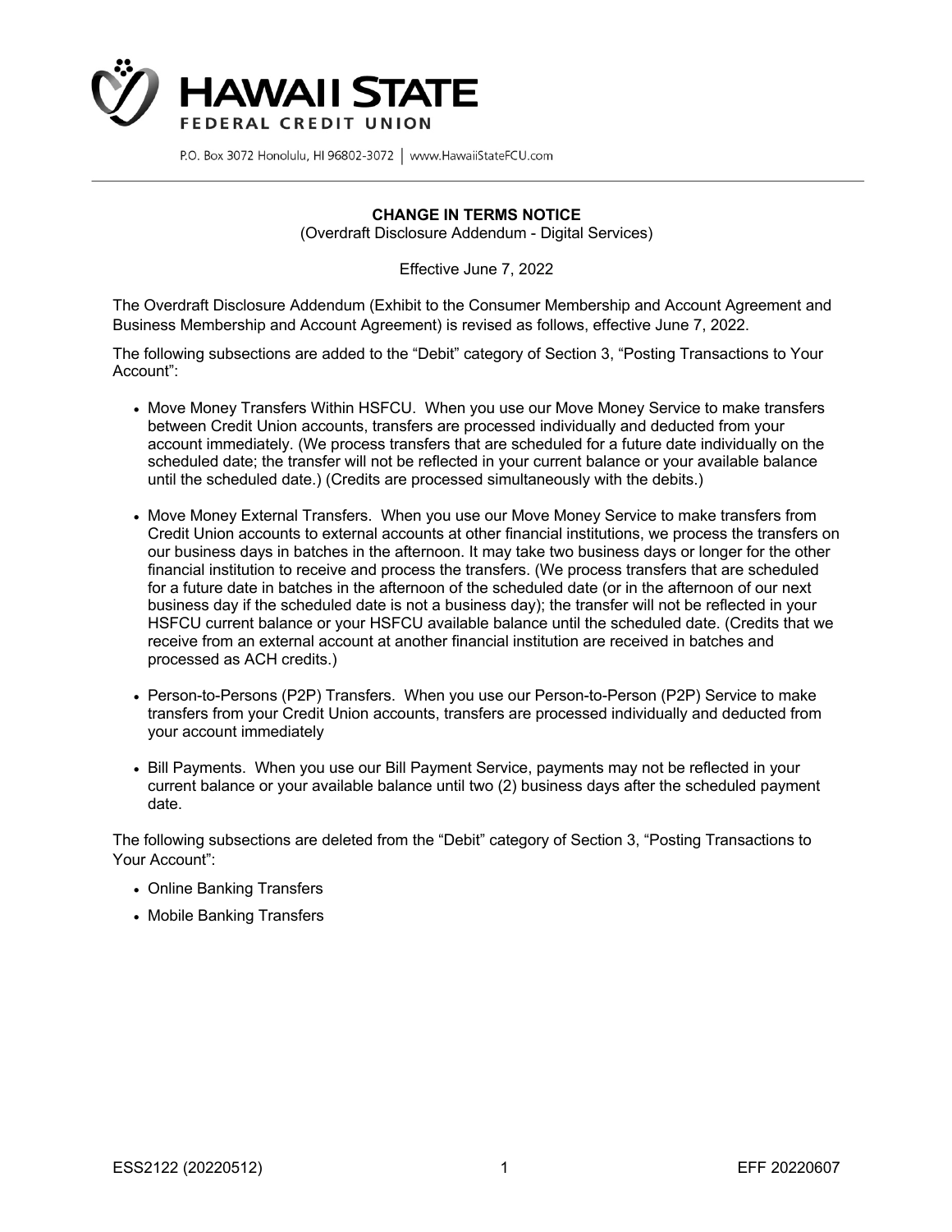# HAWAII STATE FEDERAL CREDIT UNION

P.O. Box 3072 Honolulu, HI 96802-3072 | www.HawaiiStateFCU.com

**CHANGE IN TERMS NOTICE**
(Overdraft Disclosure Addendum - Digital Services)

Effective June 7, 2022

The Overdraft Disclosure Addendum (Exhibit to the Consumer Membership and Account Agreement and Business Membership and Account Agreement) is revised as follows, effective June 7, 2022.

The following subsections are added to the "Debit" category of Section 3, "Posting Transactions to Your Account":

- Move Money Transfers Within HSFCU. When you use our Move Money Service to make transfers between Credit Union accounts, transfers are processed individually and deducted from your account immediately. (We process transfers that are scheduled for a future date individually on the scheduled date; the transfer will not be reflected in your current balance or your available balance until the scheduled date.) (Credits are processed simultaneously with the debits.)

- Move Money External Transfers. When you use our Move Money Service to make transfers from Credit Union accounts to external accounts at other financial institutions, we process the transfers on our business days in batches in the afternoon. It may take two business days or longer for the other financial institution to receive and process the transfers. (We process transfers that are scheduled for a future date in batches in the afternoon of the scheduled date (or in the afternoon of our next business day if the scheduled date is not a business day); the transfer will not be reflected in your HSFCU current balance or your HSFCU available balance until the scheduled date. (Credits that we receive from an external account at another financial institution are received in batches and processed as ACH credits.)

- Person-to-Persons (P2P) Transfers. When you use our Person-to-Person (P2P) Service to make transfers from your Credit Union accounts, transfers are processed individually and deducted from your account immediately

- Bill Payments. When you use our Bill Payment Service, payments may not be reflected in your current balance or your available balance until two (2) business days after the scheduled payment date.

The following subsections are deleted from the "Debit" category of Section 3, "Posting Transactions to Your Account":

- Online Banking Transfers
- Mobile Banking Transfers

ESS2122 (20220512) EFF 20220607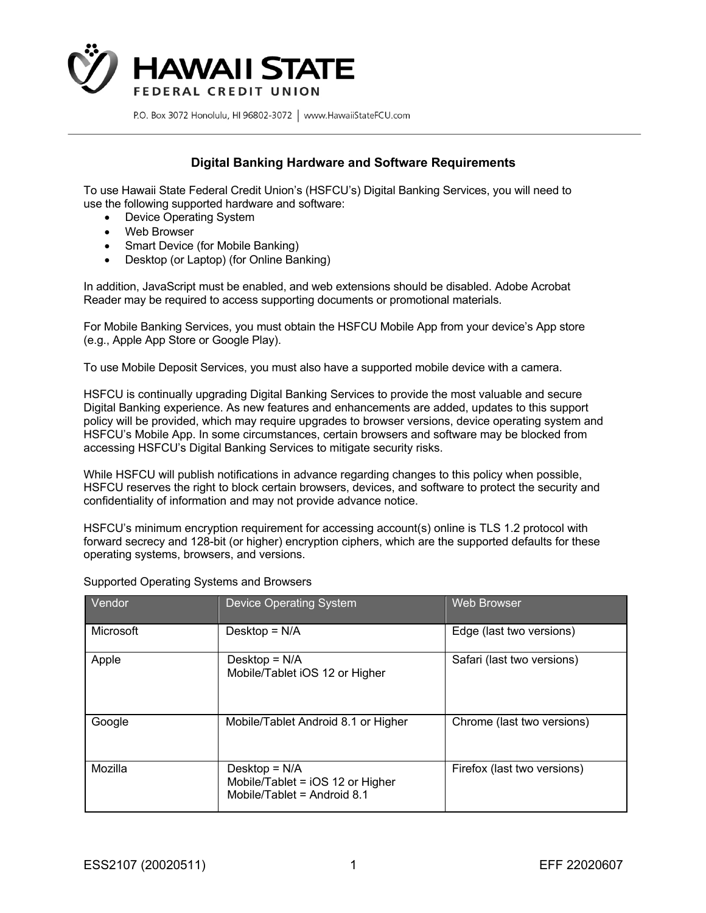# HAWAII STATE FEDERAL CREDIT UNION

P.O. Box 3072 Honolulu, HI 96802-3072 | www.HawaiiStateFCU.com

## Digital Banking Hardware and Software Requirements

To use Hawaii State Federal Credit Union's (HSFCU's) Digital Banking Services, you will need to use the following supported hardware and software:

- Device Operating System
- Web Browser
- Smart Device (for Mobile Banking)
- Desktop (or Laptop) (for Online Banking)

In addition, JavaScript must be enabled, and web extensions should be disabled. Adobe Acrobat Reader may be required to access supporting documents or promotional materials.

For Mobile Banking Services, you must obtain the HSFCU Mobile App from your device's App store (e.g., Apple App Store or Google Play).

To use Mobile Deposit Services, you must also have a supported mobile device with a camera.

HSFCU is continually upgrading Digital Banking Services to provide the most valuable and secure Digital Banking experience. As new features and enhancements are added, updates to this support policy will be provided, which may require upgrades to browser versions, device operating system and HSFCU's Mobile App. In some circumstances, certain browsers and software may be blocked from accessing HSFCU's Digital Banking Services to mitigate security risks.

While HSFCU will publish notifications in advance regarding changes to this policy when possible, HSFCU reserves the right to block certain browsers, devices, and software to protect the security and confidentiality of information and may not provide advance notice.

HSFCU's minimum encryption requirement for accessing account(s) online is TLS 1.2 protocol with forward secrecy and 128-bit (or higher) encryption ciphers, which are the supported defaults for these operating systems, browsers, and versions.

Supported Operating Systems and Browsers

| Vendor | Device Operating System | Web Browser |
|---|---|---|
| Microsoft | Desktop = N/A | Edge (last two versions) |
| Apple | Desktop = N/A<br>Mobile/Tablet iOS 12 or Higher | Safari (last two versions) |
| Google | Mobile/Tablet Android 8.1 or Higher | Chrome (last two versions) |
| Mozilla | Desktop = N/A<br>Mobile/Tablet = iOS 12 or Higher<br>Mobile/Tablet = Android 8.1 | Firefox (last two versions) |

ESS2107 (20020511) EFF 22020607